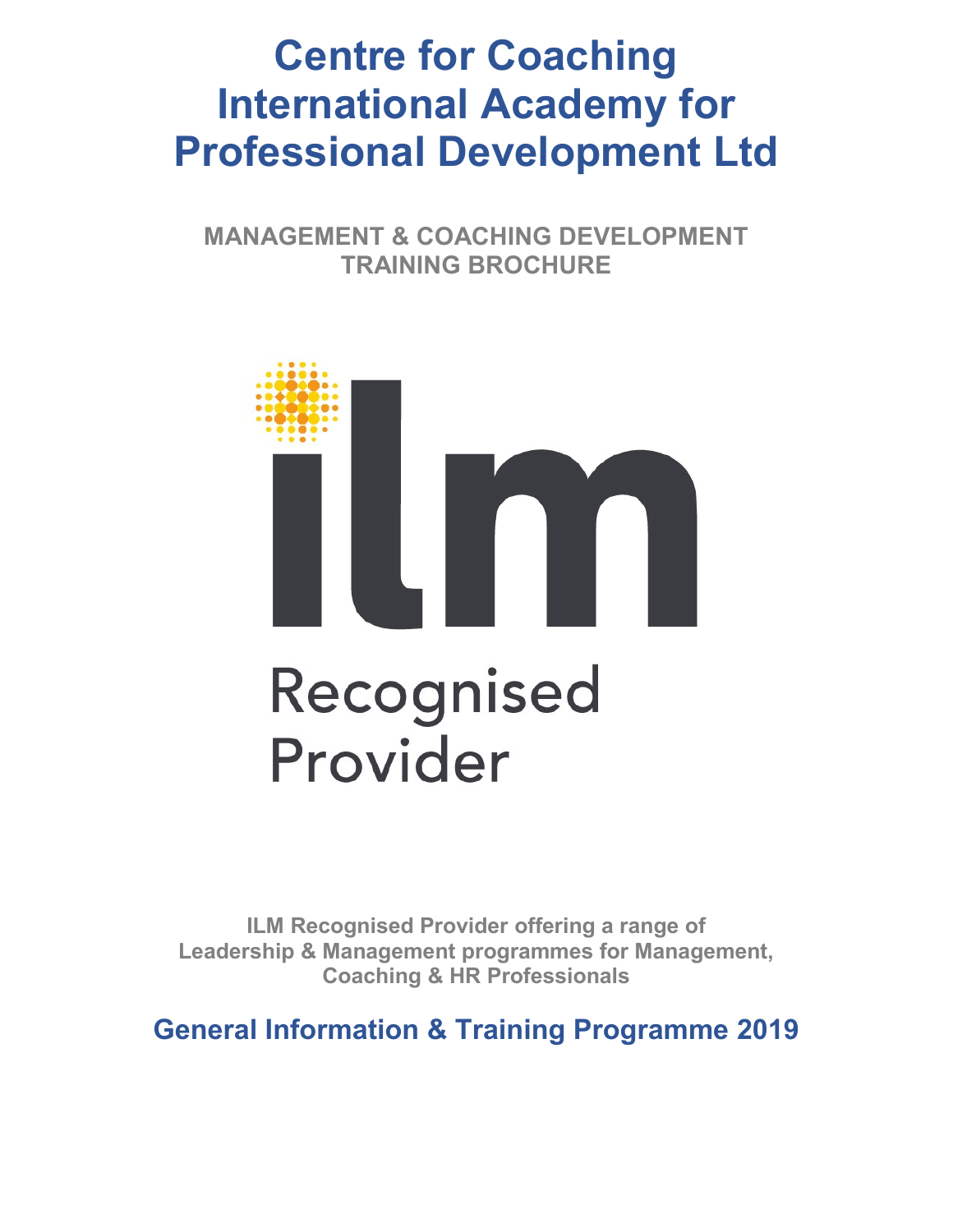# Centre for Coaching International Academy for Professional Development Ltd

**MANAGEMENT & COACHING DEVELOPMENT TRAINING BROCHURE**

ilm

Recognised Provider

**ILM Recognised Provider offering a range of Leadership & Management programmes for Management, Coaching & HR Professionals**

## General Information & Training Programme 2019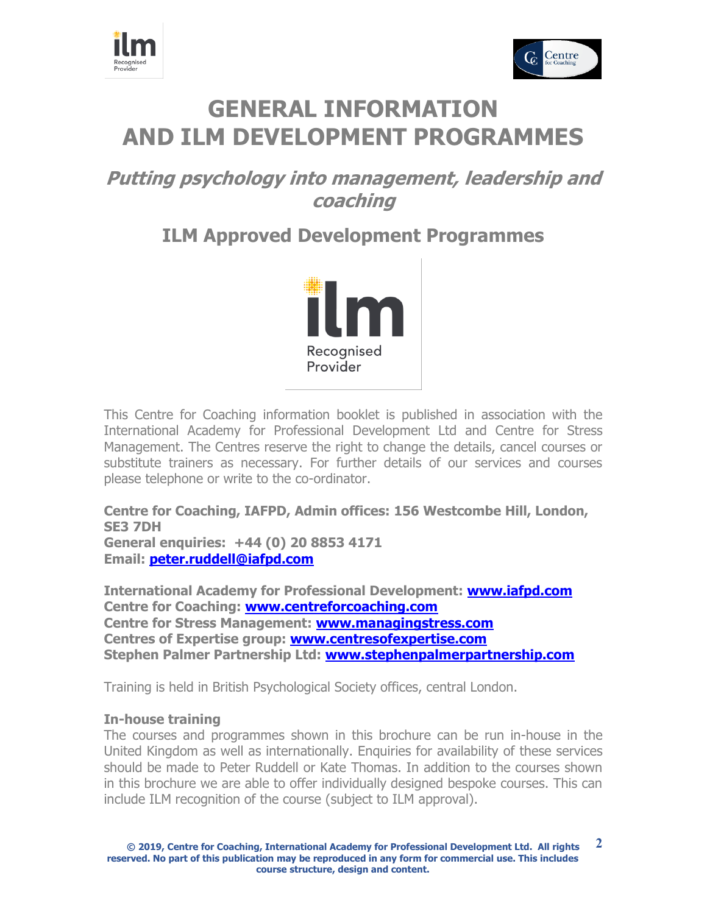# GENERAL INFORMATION AND ILM DEVELOPMENT PROGRAMMES

## *Putting psychology into management, leadership and coaching*

## ILM Approved Development Programmes

This Centre for Coaching information booklet is published in association with the International Academy for Professional Development Ltd and Centre for Stress Management. The Centres reserve the right to change the details, cancel courses or substitute trainers as necessary. For further details of our services and courses please telephone or write to the co-ordinator.

**Centre for Coaching, IAFPD, Admin offices: 156 Westcombe Hill, London, SE3 7DH**
**General enquiries: +44 (0) 20 8853 4171**
**Email: peter.ruddell@iafpd.com**

**International Academy for Professional Development: www.iafpd.com**
**Centre for Coaching: www.centreforcoaching.com**
**Centre for Stress Management: www.managingstress.com**
**Centres of Expertise group: www.centresofexpertise.com**
**Stephen Palmer Partnership Ltd: www.stephenpalmerpartnership.com**

Training is held in British Psychological Society offices, central London.

### In-house training

The courses and programmes shown in this brochure can be run in-house in the United Kingdom as well as internationally. Enquiries for availability of these services should be made to Peter Ruddell or Kate Thomas. In addition to the courses shown in this brochure we are able to offer individually designed bespoke courses. This can include ILM recognition of the course (subject to ILM approval).

**© 2019, Centre for Coaching, International Academy for Professional Development Ltd. All rights reserved. No part of this publication may be reproduced in any form for commercial use. This includes course structure, design and content.**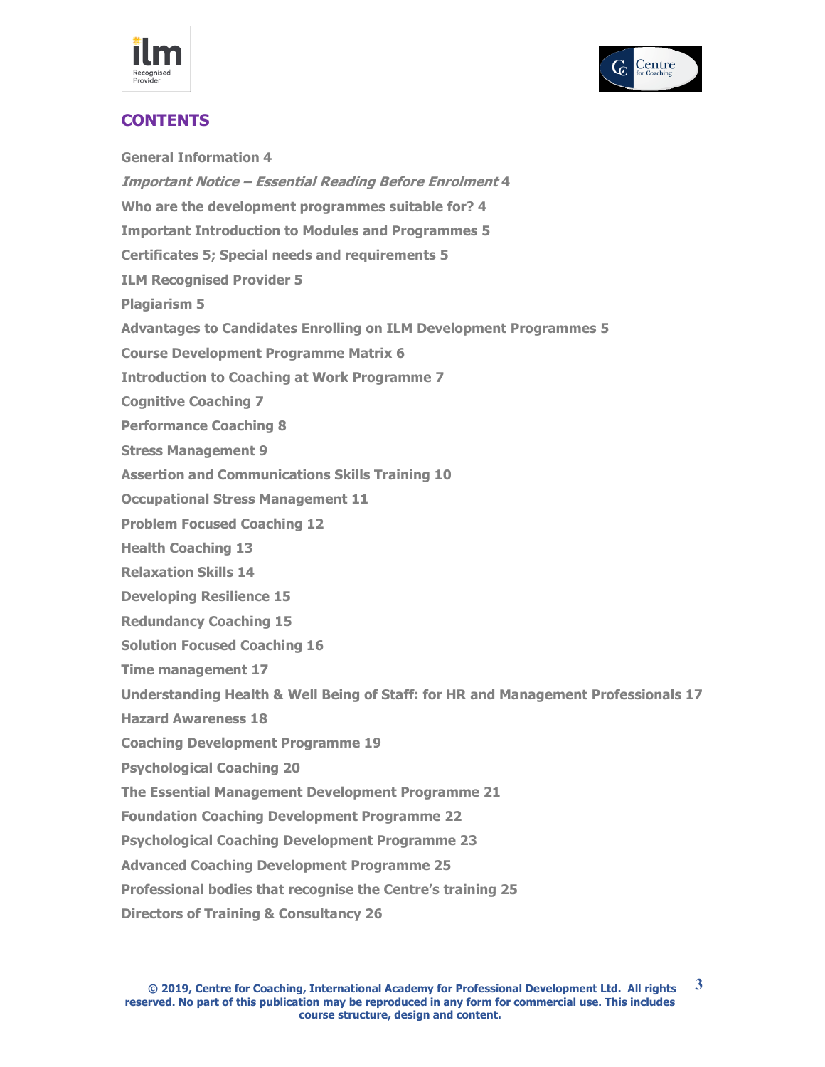# CONTENTS

**General Information 4**

***Important Notice – Essential Reading Before Enrolment* 4**

**Who are the development programmes suitable for? 4**

**Important Introduction to Modules and Programmes 5**

**Certificates 5; Special needs and requirements 5**

**ILM Recognised Provider 5**

**Plagiarism 5**

**Advantages to Candidates Enrolling on ILM Development Programmes 5**

**Course Development Programme Matrix 6**

**Introduction to Coaching at Work Programme 7**

**Cognitive Coaching 7**

**Performance Coaching 8**

**Stress Management 9**

**Assertion and Communications Skills Training 10**

**Occupational Stress Management 11**

**Problem Focused Coaching 12**

**Health Coaching 13**

**Relaxation Skills 14**

**Developing Resilience 15**

**Redundancy Coaching 15**

**Solution Focused Coaching 16**

**Time management 17**

**Understanding Health & Well Being of Staff: for HR and Management Professionals 17**

**Hazard Awareness 18**

**Coaching Development Programme 19**

**Psychological Coaching 20**

**The Essential Management Development Programme 21**

**Foundation Coaching Development Programme 22**

**Psychological Coaching Development Programme 23**

**Advanced Coaching Development Programme 25**

**Professional bodies that recognise the Centre's training 25**

**Directors of Training & Consultancy 26**

**© 2019, Centre for Coaching, International Academy for Professional Development Ltd. All rights reserved. No part of this publication may be reproduced in any form for commercial use. This includes course structure, design and content.**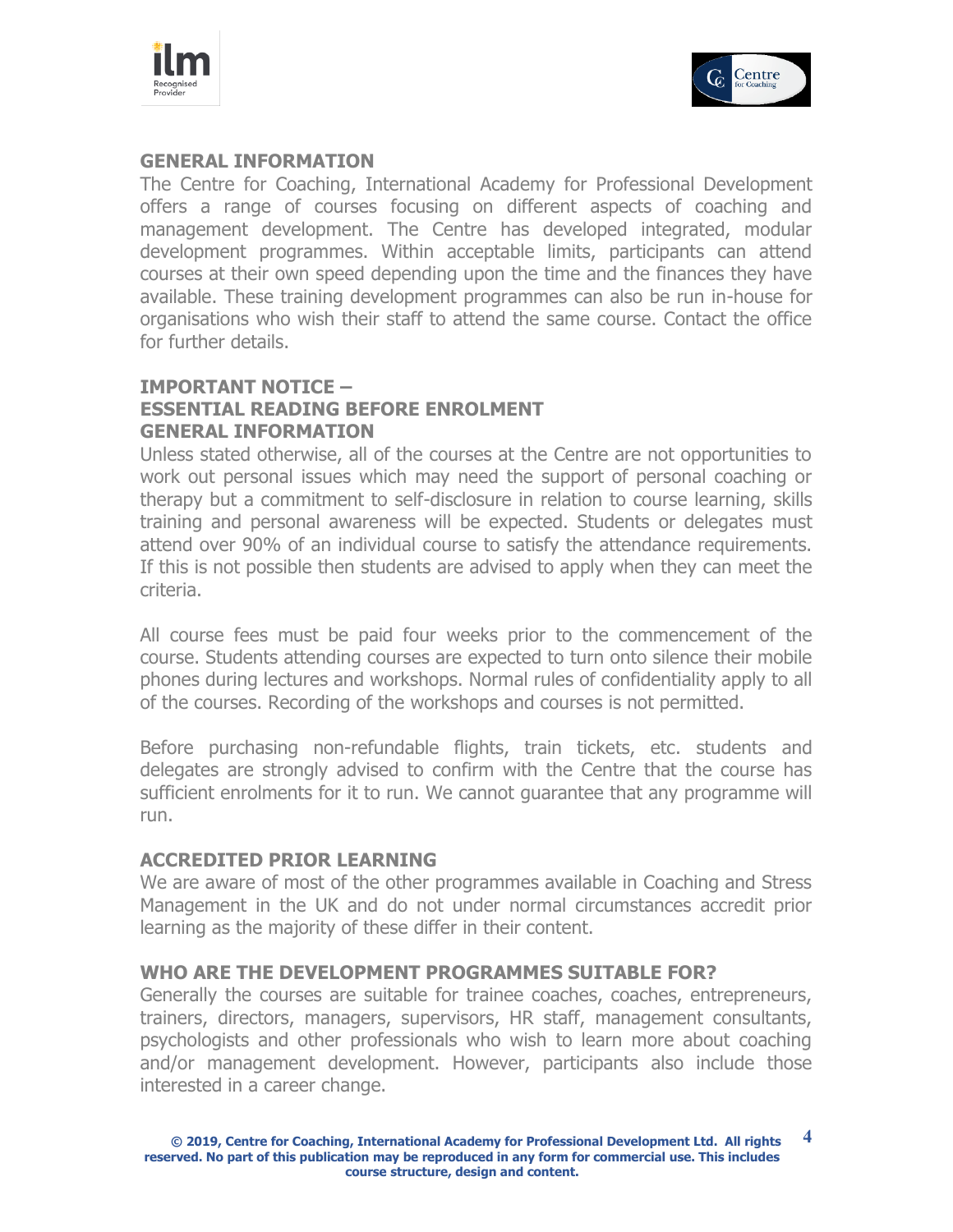## GENERAL INFORMATION

The Centre for Coaching, International Academy for Professional Development offers a range of courses focusing on different aspects of coaching and management development. The Centre has developed integrated, modular development programmes. Within acceptable limits, participants can attend courses at their own speed depending upon the time and the finances they have available. These training development programmes can also be run in-house for organisations who wish their staff to attend the same course. Contact the office for further details.

## IMPORTANT NOTICE – ESSENTIAL READING BEFORE ENROLMENT

## GENERAL INFORMATION

Unless stated otherwise, all of the courses at the Centre are not opportunities to work out personal issues which may need the support of personal coaching or therapy but a commitment to self-disclosure in relation to course learning, skills training and personal awareness will be expected. Students or delegates must attend over 90% of an individual course to satisfy the attendance requirements. If this is not possible then students are advised to apply when they can meet the criteria.

All course fees must be paid four weeks prior to the commencement of the course. Students attending courses are expected to turn onto silence their mobile phones during lectures and workshops. Normal rules of confidentiality apply to all of the courses. Recording of the workshops and courses is not permitted.

Before purchasing non-refundable flights, train tickets, etc. students and delegates are strongly advised to confirm with the Centre that the course has sufficient enrolments for it to run. We cannot guarantee that any programme will run.

## ACCREDITED PRIOR LEARNING

We are aware of most of the other programmes available in Coaching and Stress Management in the UK and do not under normal circumstances accredit prior learning as the majority of these differ in their content.

## WHO ARE THE DEVELOPMENT PROGRAMMES SUITABLE FOR?

Generally the courses are suitable for trainee coaches, coaches, entrepreneurs, trainers, directors, managers, supervisors, HR staff, management consultants, psychologists and other professionals who wish to learn more about coaching and/or management development. However, participants also include those interested in a career change.

**© 2019, Centre for Coaching, International Academy for Professional Development Ltd. All rights reserved. No part of this publication may be reproduced in any form for commercial use. This includes course structure, design and content.**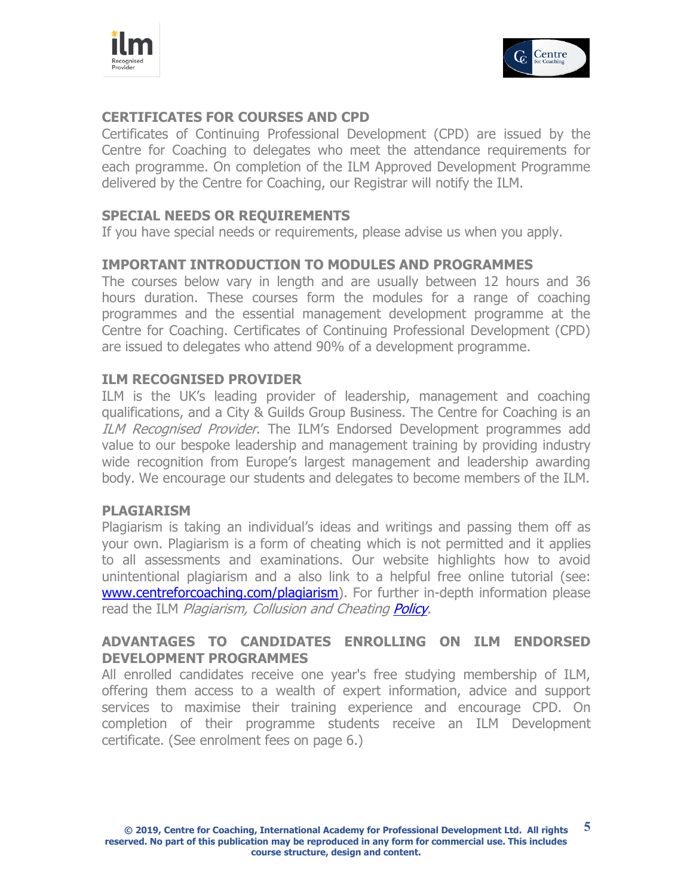## CERTIFICATES FOR COURSES AND CPD

Certificates of Continuing Professional Development (CPD) are issued by the Centre for Coaching to delegates who meet the attendance requirements for each programme. On completion of the ILM Approved Development Programme delivered by the Centre for Coaching, our Registrar will notify the ILM.

## SPECIAL NEEDS OR REQUIREMENTS

If you have special needs or requirements, please advise us when you apply.

## IMPORTANT INTRODUCTION TO MODULES AND PROGRAMMES

The courses below vary in length and are usually between 12 hours and 36 hours duration. These courses form the modules for a range of coaching programmes and the essential management development programme at the Centre for Coaching. Certificates of Continuing Professional Development (CPD) are issued to delegates who attend 90% of a development programme.

## ILM RECOGNISED PROVIDER

ILM is the UK's leading provider of leadership, management and coaching qualifications, and a City & Guilds Group Business. The Centre for Coaching is an *ILM Recognised Provider*. The ILM's Endorsed Development programmes add value to our bespoke leadership and management training by providing industry wide recognition from Europe's largest management and leadership awarding body. We encourage our students and delegates to become members of the ILM.

## PLAGIARISM

Plagiarism is taking an individual's ideas and writings and passing them off as your own. Plagiarism is a form of cheating which is not permitted and it applies to all assessments and examinations. Our website highlights how to avoid unintentional plagiarism and a also link to a helpful free online tutorial (see: [www.centreforcoaching.com/plagiarism](www.centreforcoaching.com/plagiarism)). For further in-depth information please read the ILM *Plagiarism, Collusion and Cheating* *Policy*.

## ADVANTAGES TO CANDIDATES ENROLLING ON ILM ENDORSED DEVELOPMENT PROGRAMMES

All enrolled candidates receive one year's free studying membership of ILM, offering them access to a wealth of expert information, advice and support services to maximise their training experience and encourage CPD. On completion of their programme students receive an ILM Development certificate. (See enrolment fees on page 6.)

**© 2019, Centre for Coaching, International Academy for Professional Development Ltd. All rights reserved. No part of this publication may be reproduced in any form for commercial use. This includes course structure, design and content.**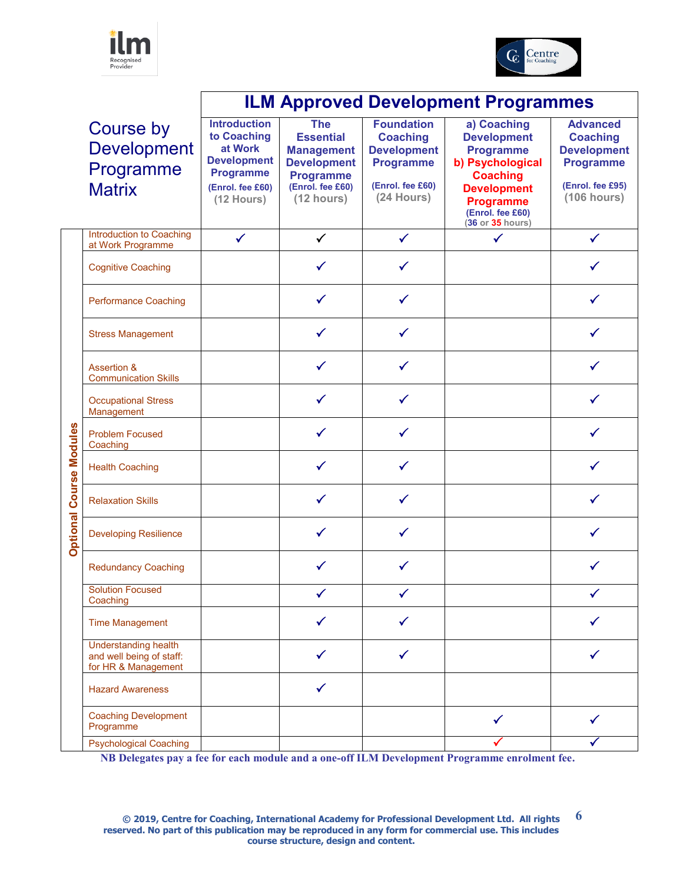# ILM Approved Development Programmes

| Course by Development Programme Matrix | Introduction to Coaching at Work Development Programme (Enrol. fee £60) (12 Hours) | The Essential Management Development Programme (Enrol. fee £60) (12 hours) | Foundation Coaching Development Programme (Enrol. fee £60) (24 Hours) | a) Coaching Development Programme b) Psychological Coaching Development Programme (Enrol. fee £60) (36 or 35 hours) | Advanced Coaching Development Programme (Enrol. fee £95) (106 hours) |
|---|---|---|---|---|---|
| **Optional Course Modules** | | | | | |
| Introduction to Coaching at Work Programme | ✓ | ✓ | ✓ | ✓ | ✓ |
| Cognitive Coaching | | ✓ | ✓ | | ✓ |
| Performance Coaching | | ✓ | ✓ | | ✓ |
| Stress Management | | ✓ | ✓ | | ✓ |
| Assertion & Communication Skills | | ✓ | ✓ | | ✓ |
| Occupational Stress Management | | ✓ | ✓ | | ✓ |
| Problem Focused Coaching | | ✓ | ✓ | | ✓ |
| Health Coaching | | ✓ | ✓ | | ✓ |
| Relaxation Skills | | ✓ | ✓ | | ✓ |
| Developing Resilience | | ✓ | ✓ | | ✓ |
| Redundancy Coaching | | ✓ | ✓ | | ✓ |
| Solution Focused Coaching | | ✓ | ✓ | | ✓ |
| Time Management | | ✓ | ✓ | | ✓ |
| Understanding health and well being of staff: for HR & Management | | ✓ | ✓ | | ✓ |
| Hazard Awareness | | ✓ | | | |
| Coaching Development Programme | | | | ✓ | ✓ |
| Psychological Coaching | | | | ✓ | ✓ |

**NB Delegates pay a fee for each module and a one-off ILM Development Programme enrolment fee.**

© 2019, Centre for Coaching, International Academy for Professional Development Ltd. All rights reserved. No part of this publication may be reproduced in any form for commercial use. This includes course structure, design and content.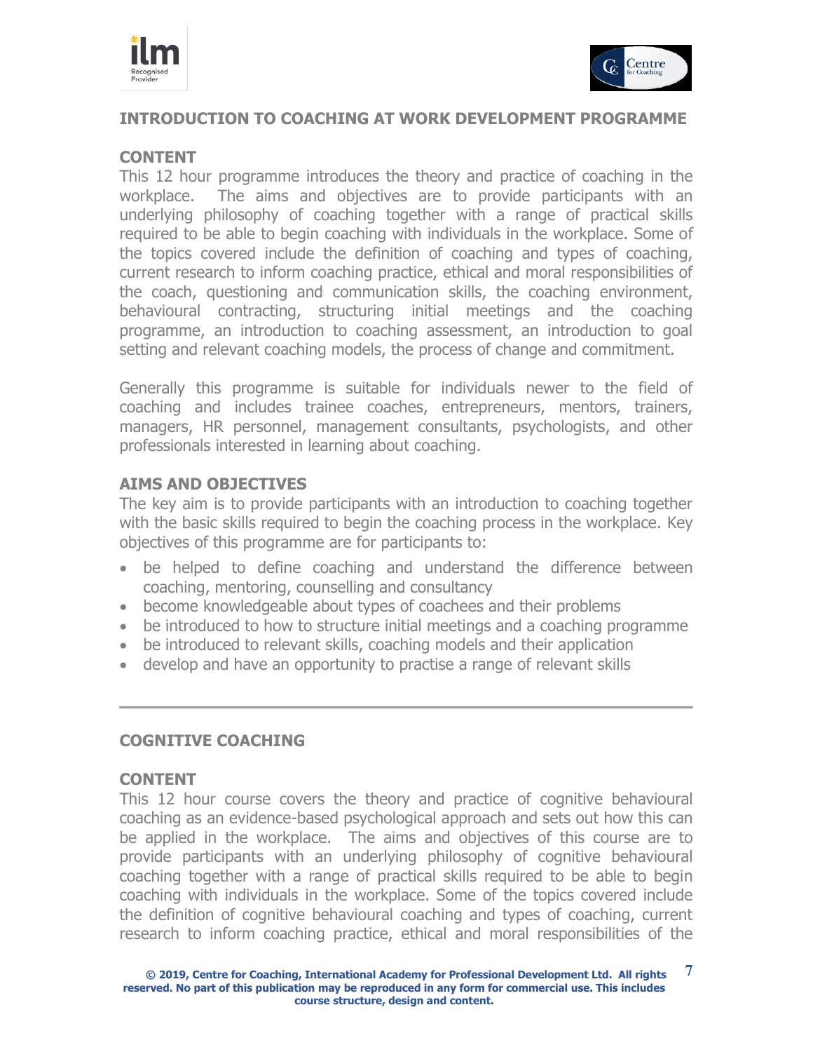## INTRODUCTION TO COACHING AT WORK DEVELOPMENT PROGRAMME

### CONTENT

This 12 hour programme introduces the theory and practice of coaching in the workplace. The aims and objectives are to provide participants with an underlying philosophy of coaching together with a range of practical skills required to be able to begin coaching with individuals in the workplace. Some of the topics covered include the definition of coaching and types of coaching, current research to inform coaching practice, ethical and moral responsibilities of the coach, questioning and communication skills, the coaching environment, behavioural contracting, structuring initial meetings and the coaching programme, an introduction to coaching assessment, an introduction to goal setting and relevant coaching models, the process of change and commitment.

Generally this programme is suitable for individuals newer to the field of coaching and includes trainee coaches, entrepreneurs, mentors, trainers, managers, HR personnel, management consultants, psychologists, and other professionals interested in learning about coaching.

### AIMS AND OBJECTIVES

The key aim is to provide participants with an introduction to coaching together with the basic skills required to begin the coaching process in the workplace. Key objectives of this programme are for participants to:

- be helped to define coaching and understand the difference between coaching, mentoring, counselling and consultancy
- become knowledgeable about types of coachees and their problems
- be introduced to how to structure initial meetings and a coaching programme
- be introduced to relevant skills, coaching models and their application
- develop and have an opportunity to practise a range of relevant skills

---

## COGNITIVE COACHING

### CONTENT

This 12 hour course covers the theory and practice of cognitive behavioural coaching as an evidence-based psychological approach and sets out how this can be applied in the workplace. The aims and objectives of this course are to provide participants with an underlying philosophy of cognitive behavioural coaching together with a range of practical skills required to be able to begin coaching with individuals in the workplace. Some of the topics covered include the definition of cognitive behavioural coaching and types of coaching, current research to inform coaching practice, ethical and moral responsibilities of the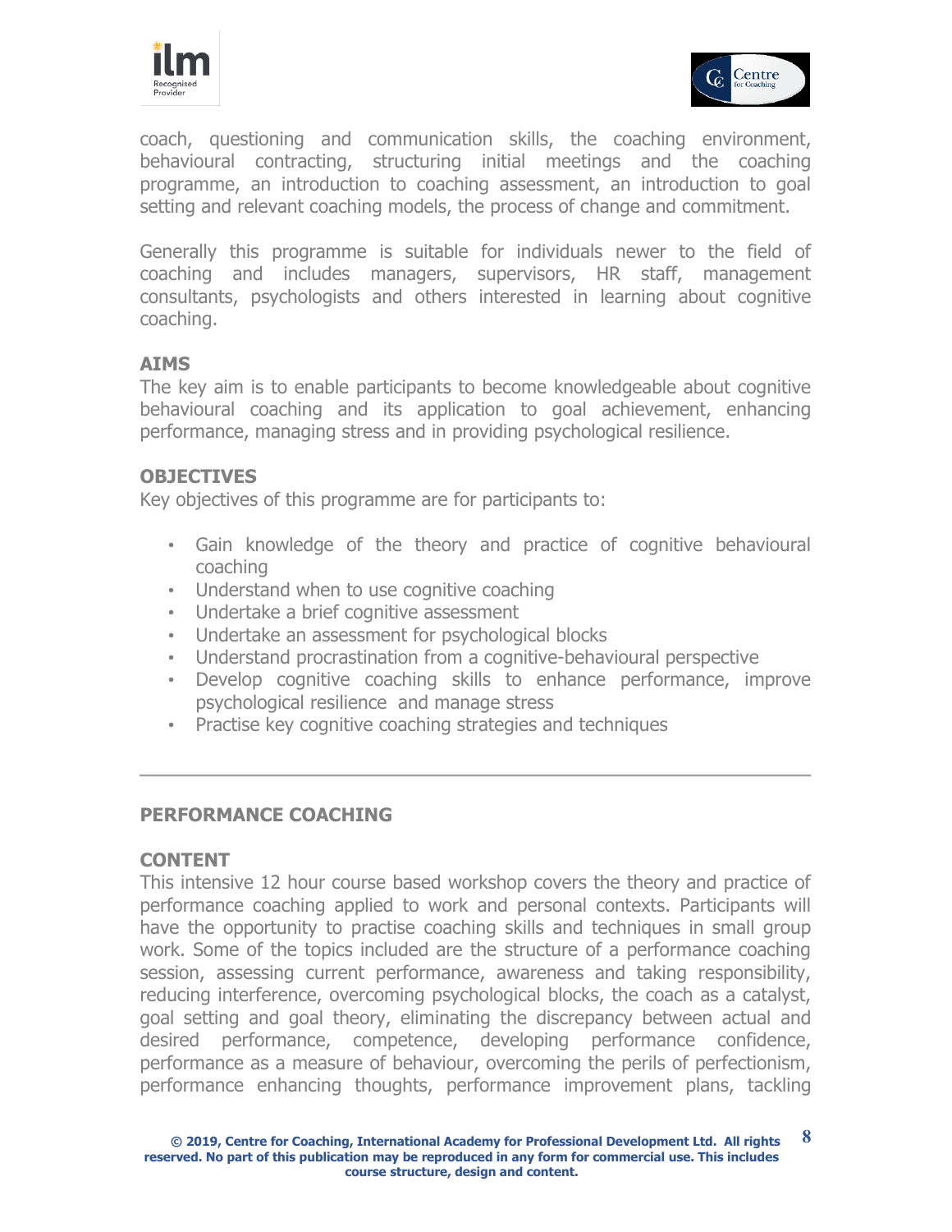coach, questioning and communication skills, the coaching environment, behavioural contracting, structuring initial meetings and the coaching programme, an introduction to coaching assessment, an introduction to goal setting and relevant coaching models, the process of change and commitment.

Generally this programme is suitable for individuals newer to the field of coaching and includes managers, supervisors, HR staff, management consultants, psychologists and others interested in learning about cognitive coaching.

**AIMS**

The key aim is to enable participants to become knowledgeable about cognitive behavioural coaching and its application to goal achievement, enhancing performance, managing stress and in providing psychological resilience.

**OBJECTIVES**

Key objectives of this programme are for participants to:

- Gain knowledge of the theory and practice of cognitive behavioural coaching
- Understand when to use cognitive coaching
- Undertake a brief cognitive assessment
- Undertake an assessment for psychological blocks
- Understand procrastination from a cognitive-behavioural perspective
- Develop cognitive coaching skills to enhance performance, improve psychological resilience and manage stress
- Practise key cognitive coaching strategies and techniques

---

## PERFORMANCE COACHING

**CONTENT**

This intensive 12 hour course based workshop covers the theory and practice of performance coaching applied to work and personal contexts. Participants will have the opportunity to practise coaching skills and techniques in small group work. Some of the topics included are the structure of a performance coaching session, assessing current performance, awareness and taking responsibility, reducing interference, overcoming psychological blocks, the coach as a catalyst, goal setting and goal theory, eliminating the discrepancy between actual and desired performance, competence, developing performance confidence, performance as a measure of behaviour, overcoming the perils of perfectionism, performance enhancing thoughts, performance improvement plans, tackling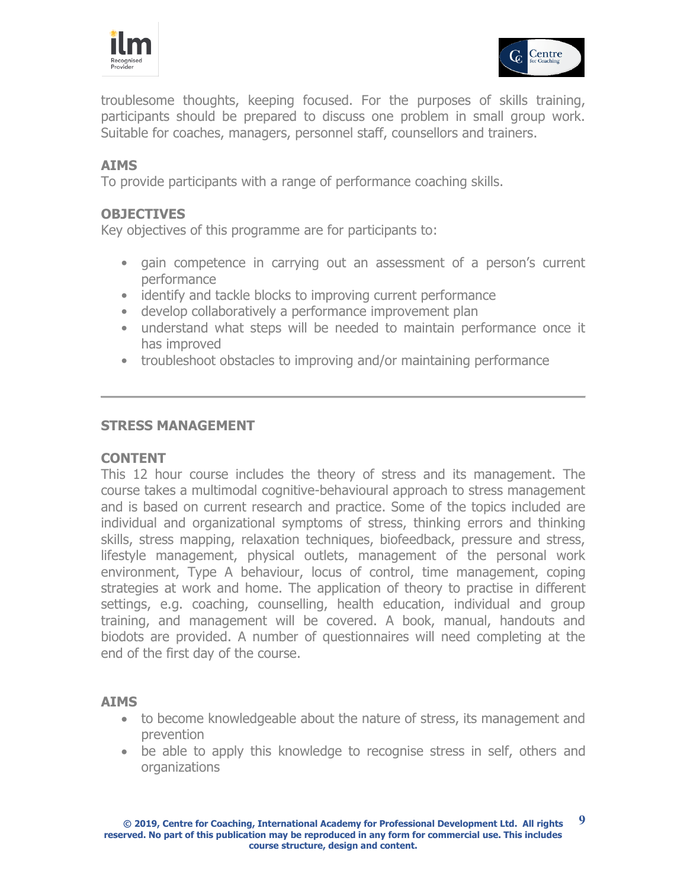troublesome thoughts, keeping focused. For the purposes of skills training, participants should be prepared to discuss one problem in small group work. Suitable for coaches, managers, personnel staff, counsellors and trainers.

**AIMS**

To provide participants with a range of performance coaching skills.

**OBJECTIVES**

Key objectives of this programme are for participants to:

- gain competence in carrying out an assessment of a person's current performance
- identify and tackle blocks to improving current performance
- develop collaboratively a performance improvement plan
- understand what steps will be needed to maintain performance once it has improved
- troubleshoot obstacles to improving and/or maintaining performance

---

## STRESS MANAGEMENT

**CONTENT**

This 12 hour course includes the theory of stress and its management. The course takes a multimodal cognitive-behavioural approach to stress management and is based on current research and practice. Some of the topics included are individual and organizational symptoms of stress, thinking errors and thinking skills, stress mapping, relaxation techniques, biofeedback, pressure and stress, lifestyle management, physical outlets, management of the personal work environment, Type A behaviour, locus of control, time management, coping strategies at work and home. The application of theory to practise in different settings, e.g. coaching, counselling, health education, individual and group training, and management will be covered. A book, manual, handouts and biodots are provided. A number of questionnaires will need completing at the end of the first day of the course.

**AIMS**

- to become knowledgeable about the nature of stress, its management and prevention
- be able to apply this knowledge to recognise stress in self, others and organizations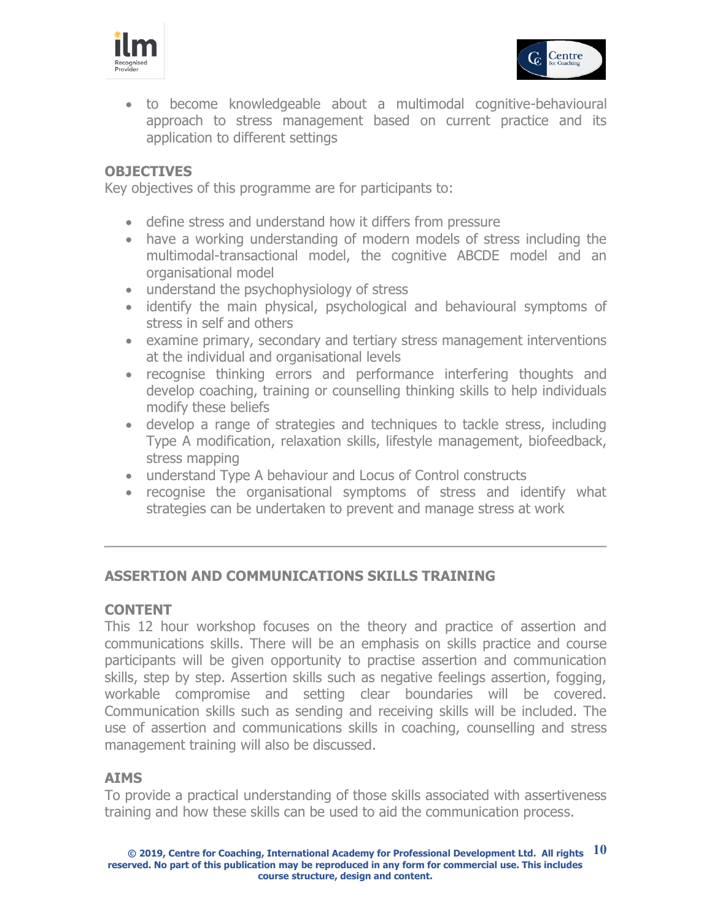- to become knowledgeable about a multimodal cognitive-behavioural approach to stress management based on current practice and its application to different settings

### OBJECTIVES

Key objectives of this programme are for participants to:

- define stress and understand how it differs from pressure
- have a working understanding of modern models of stress including the multimodal-transactional model, the cognitive ABCDE model and an organisational model
- understand the psychophysiology of stress
- identify the main physical, psychological and behavioural symptoms of stress in self and others
- examine primary, secondary and tertiary stress management interventions at the individual and organisational levels
- recognise thinking errors and performance interfering thoughts and develop coaching, training or counselling thinking skills to help individuals modify these beliefs
- develop a range of strategies and techniques to tackle stress, including Type A modification, relaxation skills, lifestyle management, biofeedback, stress mapping
- understand Type A behaviour and Locus of Control constructs
- recognise the organisational symptoms of stress and identify what strategies can be undertaken to prevent and manage stress at work

---

## ASSERTION AND COMMUNICATIONS SKILLS TRAINING

### CONTENT

This 12 hour workshop focuses on the theory and practice of assertion and communications skills. There will be an emphasis on skills practice and course participants will be given opportunity to practise assertion and communication skills, step by step. Assertion skills such as negative feelings assertion, fogging, workable compromise and setting clear boundaries will be covered. Communication skills such as sending and receiving skills will be included. The use of assertion and communications skills in coaching, counselling and stress management training will also be discussed.

### AIMS

To provide a practical understanding of those skills associated with assertiveness training and how these skills can be used to aid the communication process.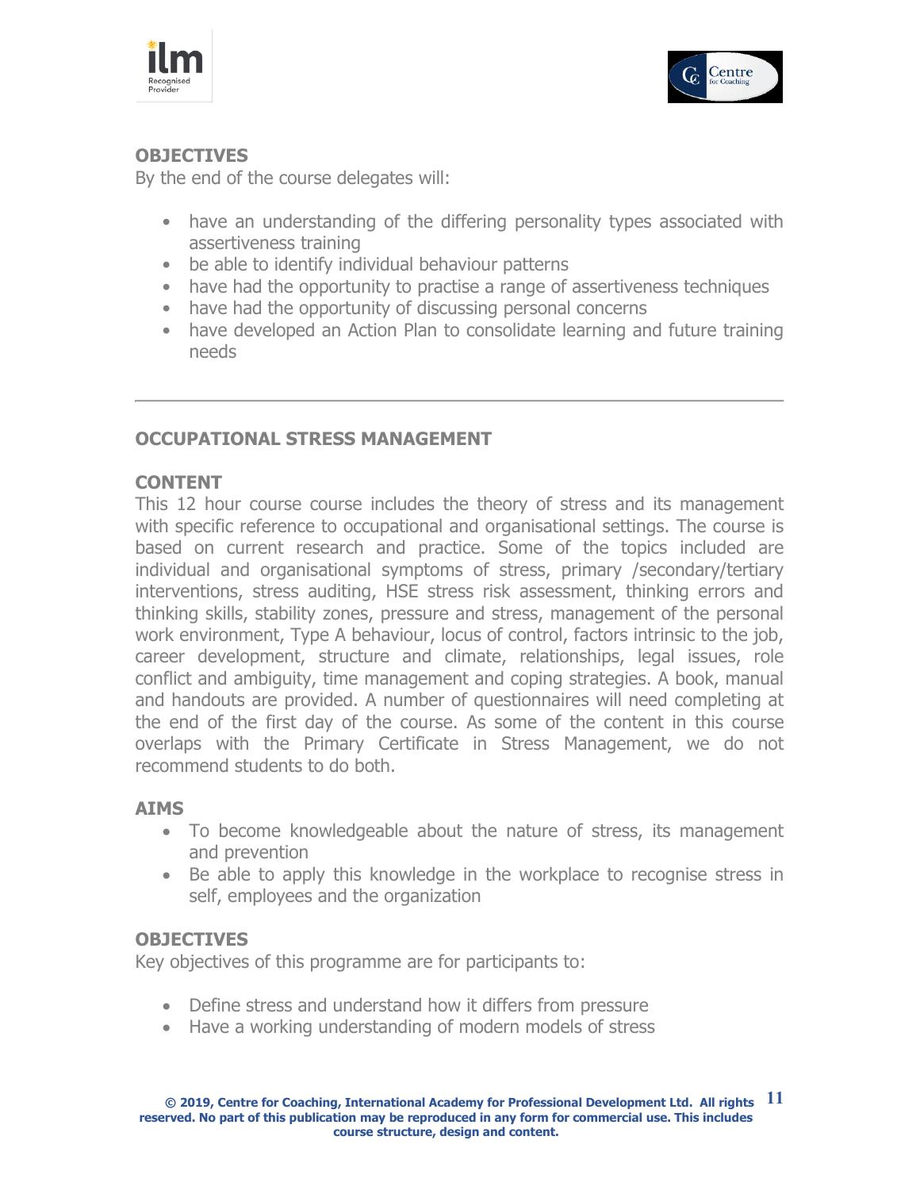**OBJECTIVES**

By the end of the course delegates will:

- have an understanding of the differing personality types associated with assertiveness training
- be able to identify individual behaviour patterns
- have had the opportunity to practise a range of assertiveness techniques
- have had the opportunity of discussing personal concerns
- have developed an Action Plan to consolidate learning and future training needs

---

## OCCUPATIONAL STRESS MANAGEMENT

**CONTENT**

This 12 hour course course includes the theory of stress and its management with specific reference to occupational and organisational settings. The course is based on current research and practice. Some of the topics included are individual and organisational symptoms of stress, primary /secondary/tertiary interventions, stress auditing, HSE stress risk assessment, thinking errors and thinking skills, stability zones, pressure and stress, management of the personal work environment, Type A behaviour, locus of control, factors intrinsic to the job, career development, structure and climate, relationships, legal issues, role conflict and ambiguity, time management and coping strategies. A book, manual and handouts are provided. A number of questionnaires will need completing at the end of the first day of the course. As some of the content in this course overlaps with the Primary Certificate in Stress Management, we do not recommend students to do both.

**AIMS**

- To become knowledgeable about the nature of stress, its management and prevention
- Be able to apply this knowledge in the workplace to recognise stress in self, employees and the organization

**OBJECTIVES**

Key objectives of this programme are for participants to:

- Define stress and understand how it differs from pressure
- Have a working understanding of modern models of stress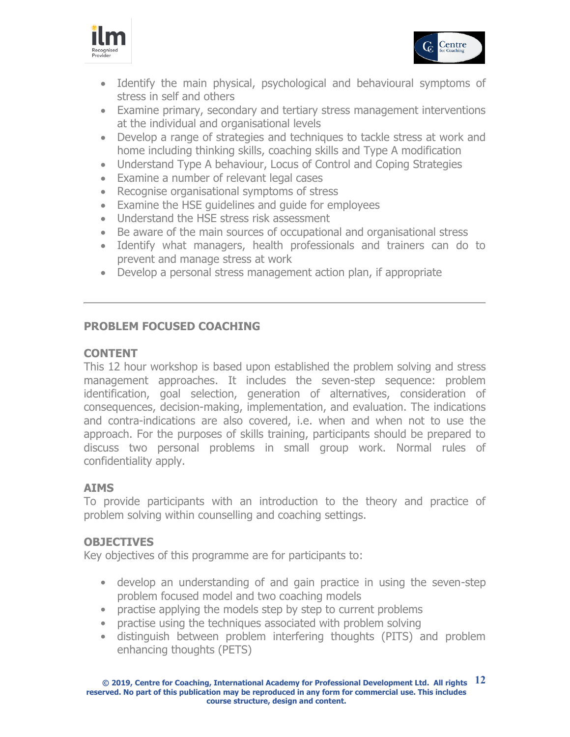- Identify the main physical, psychological and behavioural symptoms of stress in self and others
- Examine primary, secondary and tertiary stress management interventions at the individual and organisational levels
- Develop a range of strategies and techniques to tackle stress at work and home including thinking skills, coaching skills and Type A modification
- Understand Type A behaviour, Locus of Control and Coping Strategies
- Examine a number of relevant legal cases
- Recognise organisational symptoms of stress
- Examine the HSE guidelines and guide for employees
- Understand the HSE stress risk assessment
- Be aware of the main sources of occupational and organisational stress
- Identify what managers, health professionals and trainers can do to prevent and manage stress at work
- Develop a personal stress management action plan, if appropriate

---

## PROBLEM FOCUSED COACHING

### CONTENT

This 12 hour workshop is based upon established the problem solving and stress management approaches. It includes the seven-step sequence: problem identification, goal selection, generation of alternatives, consideration of consequences, decision-making, implementation, and evaluation. The indications and contra-indications are also covered, i.e. when and when not to use the approach. For the purposes of skills training, participants should be prepared to discuss two personal problems in small group work. Normal rules of confidentiality apply.

### AIMS

To provide participants with an introduction to the theory and practice of problem solving within counselling and coaching settings.

### OBJECTIVES

Key objectives of this programme are for participants to:

- develop an understanding of and gain practice in using the seven-step problem focused model and two coaching models
- practise applying the models step by step to current problems
- practise using the techniques associated with problem solving
- distinguish between problem interfering thoughts (PITS) and problem enhancing thoughts (PETS)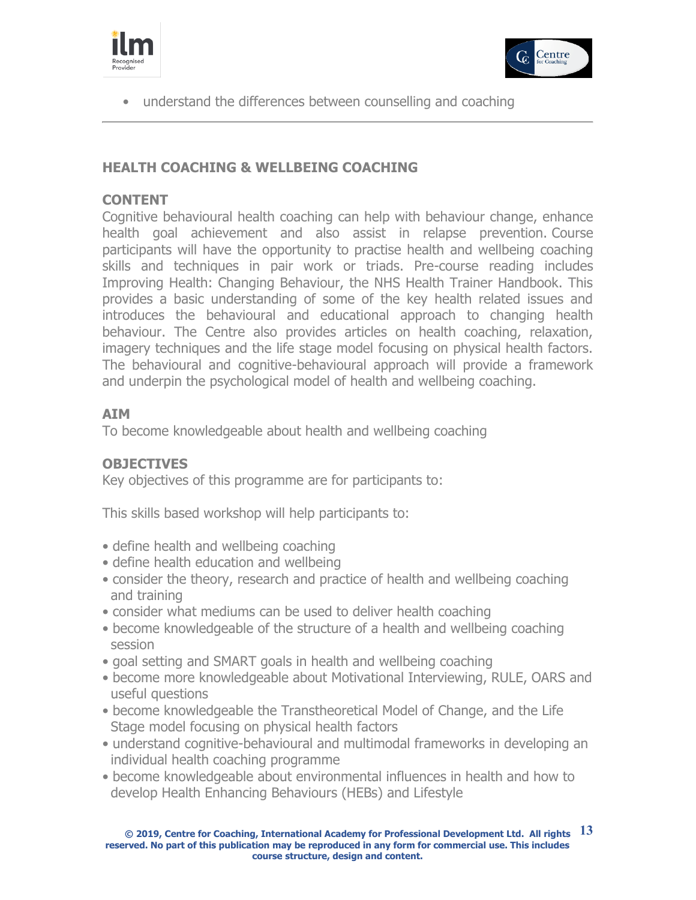- understand the differences between counselling and coaching

---

## HEALTH COACHING & WELLBEING COACHING

### CONTENT

Cognitive behavioural health coaching can help with behaviour change, enhance health goal achievement and also assist in relapse prevention. Course participants will have the opportunity to practise health and wellbeing coaching skills and techniques in pair work or triads. Pre-course reading includes Improving Health: Changing Behaviour, the NHS Health Trainer Handbook. This provides a basic understanding of some of the key health related issues and introduces the behavioural and educational approach to changing health behaviour. The Centre also provides articles on health coaching, relaxation, imagery techniques and the life stage model focusing on physical health factors. The behavioural and cognitive-behavioural approach will provide a framework and underpin the psychological model of health and wellbeing coaching.

### AIM

To become knowledgeable about health and wellbeing coaching

### OBJECTIVES

Key objectives of this programme are for participants to:

This skills based workshop will help participants to:

- define health and wellbeing coaching
- define health education and wellbeing
- consider the theory, research and practice of health and wellbeing coaching and training
- consider what mediums can be used to deliver health coaching
- become knowledgeable of the structure of a health and wellbeing coaching session
- goal setting and SMART goals in health and wellbeing coaching
- become more knowledgeable about Motivational Interviewing, RULE, OARS and useful questions
- become knowledgeable the Transtheoretical Model of Change, and the Life Stage model focusing on physical health factors
- understand cognitive-behavioural and multimodal frameworks in developing an individual health coaching programme
- become knowledgeable about environmental influences in health and how to develop Health Enhancing Behaviours (HEBs) and Lifestyle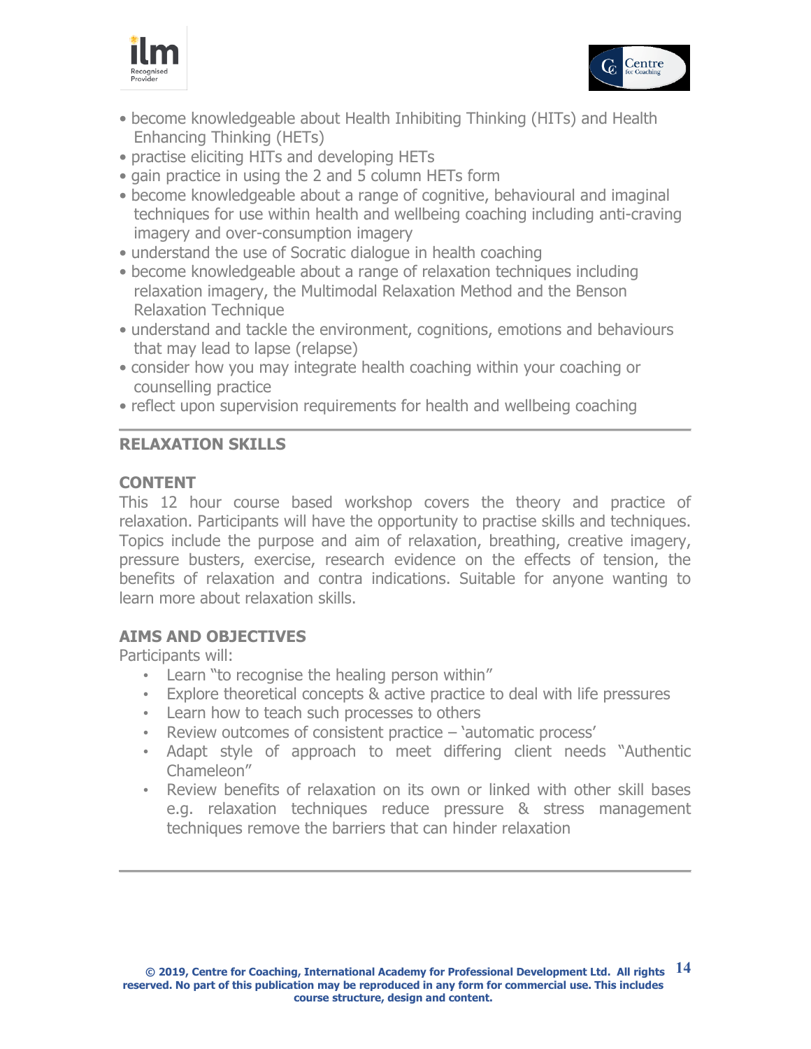- become knowledgeable about Health Inhibiting Thinking (HITs) and Health Enhancing Thinking (HETs)
- practise eliciting HITs and developing HETs
- gain practice in using the 2 and 5 column HETs form
- become knowledgeable about a range of cognitive, behavioural and imaginal techniques for use within health and wellbeing coaching including anti-craving imagery and over-consumption imagery
- understand the use of Socratic dialogue in health coaching
- become knowledgeable about a range of relaxation techniques including relaxation imagery, the Multimodal Relaxation Method and the Benson Relaxation Technique
- understand and tackle the environment, cognitions, emotions and behaviours that may lead to lapse (relapse)
- consider how you may integrate health coaching within your coaching or counselling practice
- reflect upon supervision requirements for health and wellbeing coaching

---

## RELAXATION SKILLS

### CONTENT

This 12 hour course based workshop covers the theory and practice of relaxation. Participants will have the opportunity to practise skills and techniques. Topics include the purpose and aim of relaxation, breathing, creative imagery, pressure busters, exercise, research evidence on the effects of tension, the benefits of relaxation and contra indications. Suitable for anyone wanting to learn more about relaxation skills.

### AIMS AND OBJECTIVES

Participants will:

- Learn "to recognise the healing person within"
- Explore theoretical concepts & active practice to deal with life pressures
- Learn how to teach such processes to others
- Review outcomes of consistent practice – 'automatic process'
- Adapt style of approach to meet differing client needs "Authentic Chameleon"
- Review benefits of relaxation on its own or linked with other skill bases e.g. relaxation techniques reduce pressure & stress management techniques remove the barriers that can hinder relaxation

---

**© 2019, Centre for Coaching, International Academy for Professional Development Ltd. All rights reserved. No part of this publication may be reproduced in any form for commercial use. This includes course structure, design and content.**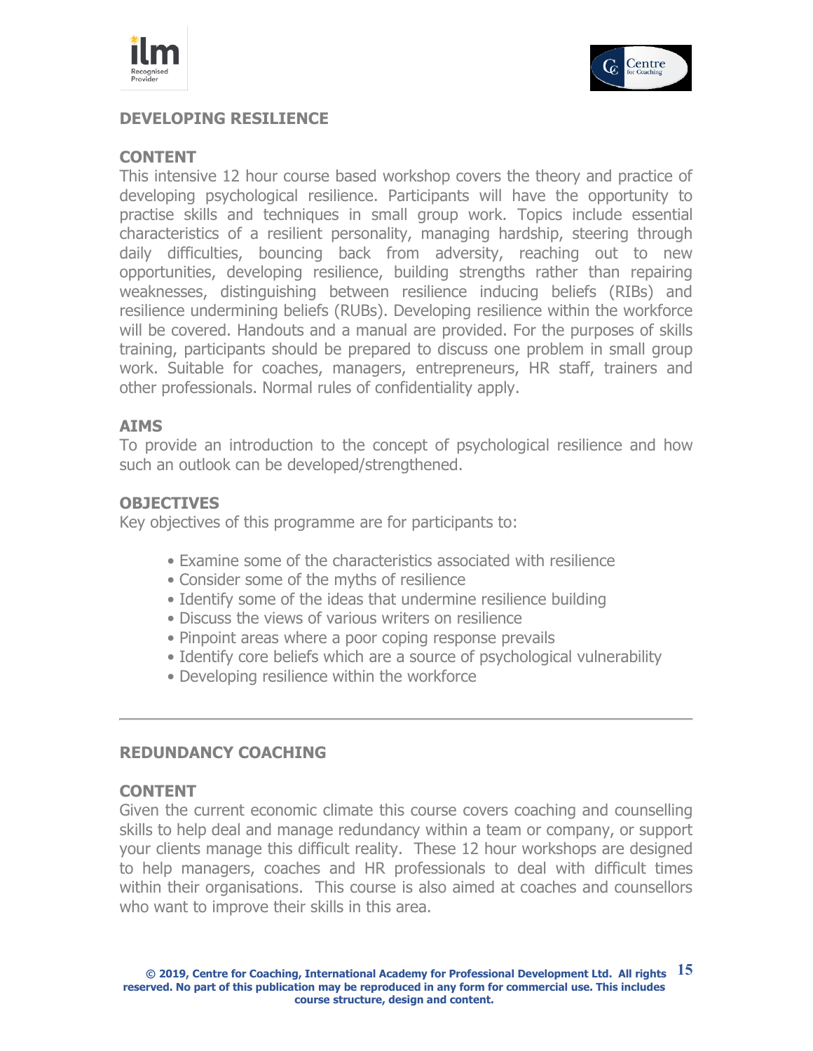## DEVELOPING RESILIENCE

### CONTENT

This intensive 12 hour course based workshop covers the theory and practice of developing psychological resilience. Participants will have the opportunity to practise skills and techniques in small group work. Topics include essential characteristics of a resilient personality, managing hardship, steering through daily difficulties, bouncing back from adversity, reaching out to new opportunities, developing resilience, building strengths rather than repairing weaknesses, distinguishing between resilience inducing beliefs (RIBs) and resilience undermining beliefs (RUBs). Developing resilience within the workforce will be covered. Handouts and a manual are provided. For the purposes of skills training, participants should be prepared to discuss one problem in small group work. Suitable for coaches, managers, entrepreneurs, HR staff, trainers and other professionals. Normal rules of confidentiality apply.

### AIMS

To provide an introduction to the concept of psychological resilience and how such an outlook can be developed/strengthened.

### OBJECTIVES

Key objectives of this programme are for participants to:

- Examine some of the characteristics associated with resilience
- Consider some of the myths of resilience
- Identify some of the ideas that undermine resilience building
- Discuss the views of various writers on resilience
- Pinpoint areas where a poor coping response prevails
- Identify core beliefs which are a source of psychological vulnerability
- Developing resilience within the workforce

---

## REDUNDANCY COACHING

### CONTENT

Given the current economic climate this course covers coaching and counselling skills to help deal and manage redundancy within a team or company, or support your clients manage this difficult reality. These 12 hour workshops are designed to help managers, coaches and HR professionals to deal with difficult times within their organisations. This course is also aimed at coaches and counsellors who want to improve their skills in this area.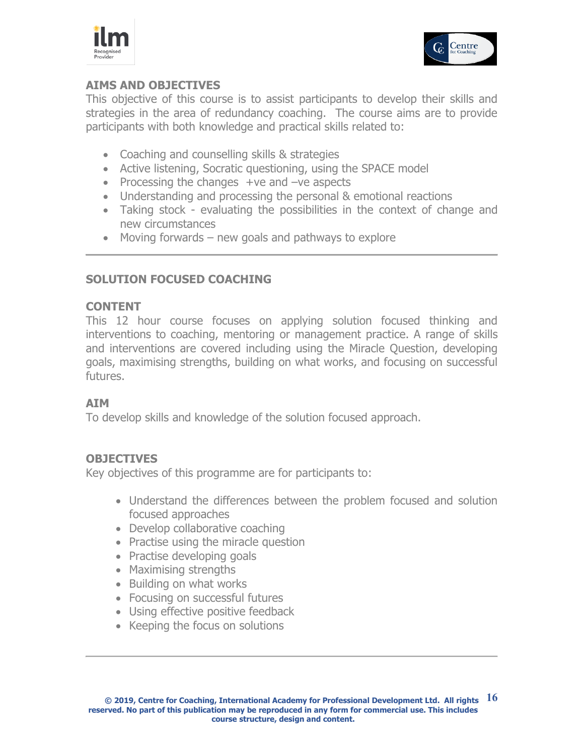## AIMS AND OBJECTIVES

This objective of this course is to assist participants to develop their skills and strategies in the area of redundancy coaching. The course aims are to provide participants with both knowledge and practical skills related to:

- Coaching and counselling skills & strategies
- Active listening, Socratic questioning, using the SPACE model
- Processing the changes +ve and –ve aspects
- Understanding and processing the personal & emotional reactions
- Taking stock - evaluating the possibilities in the context of change and new circumstances
- Moving forwards – new goals and pathways to explore

---

## SOLUTION FOCUSED COACHING

### CONTENT

This 12 hour course focuses on applying solution focused thinking and interventions to coaching, mentoring or management practice. A range of skills and interventions are covered including using the Miracle Question, developing goals, maximising strengths, building on what works, and focusing on successful futures.

### AIM

To develop skills and knowledge of the solution focused approach.

### OBJECTIVES

Key objectives of this programme are for participants to:

- Understand the differences between the problem focused and solution focused approaches
- Develop collaborative coaching
- Practise using the miracle question
- Practise developing goals
- Maximising strengths
- Building on what works
- Focusing on successful futures
- Using effective positive feedback
- Keeping the focus on solutions

---

**© 2019, Centre for Coaching, International Academy for Professional Development Ltd. All rights reserved. No part of this publication may be reproduced in any form for commercial use. This includes course structure, design and content.**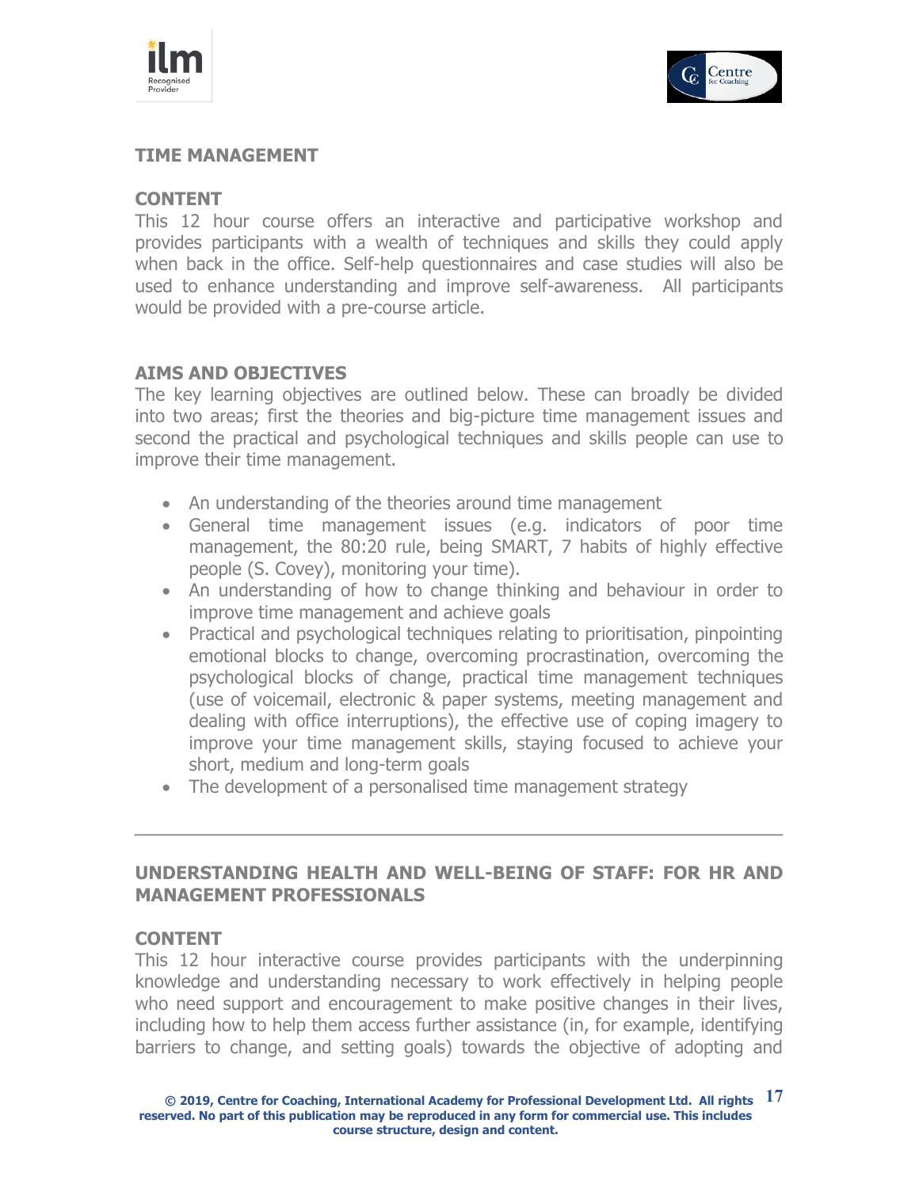## TIME MANAGEMENT

### CONTENT

This 12 hour course offers an interactive and participative workshop and provides participants with a wealth of techniques and skills they could apply when back in the office. Self-help questionnaires and case studies will also be used to enhance understanding and improve self-awareness. All participants would be provided with a pre-course article.

### AIMS AND OBJECTIVES

The key learning objectives are outlined below. These can broadly be divided into two areas; first the theories and big-picture time management issues and second the practical and psychological techniques and skills people can use to improve their time management.

- An understanding of the theories around time management
- General time management issues (e.g. indicators of poor time management, the 80:20 rule, being SMART, 7 habits of highly effective people (S. Covey), monitoring your time).
- An understanding of how to change thinking and behaviour in order to improve time management and achieve goals
- Practical and psychological techniques relating to prioritisation, pinpointing emotional blocks to change, overcoming procrastination, overcoming the psychological blocks of change, practical time management techniques (use of voicemail, electronic & paper systems, meeting management and dealing with office interruptions), the effective use of coping imagery to improve your time management skills, staying focused to achieve your short, medium and long-term goals
- The development of a personalised time management strategy

---

## UNDERSTANDING HEALTH AND WELL-BEING OF STAFF: FOR HR AND MANAGEMENT PROFESSIONALS

### CONTENT

This 12 hour interactive course provides participants with the underpinning knowledge and understanding necessary to work effectively in helping people who need support and encouragement to make positive changes in their lives, including how to help them access further assistance (in, for example, identifying barriers to change, and setting goals) towards the objective of adopting and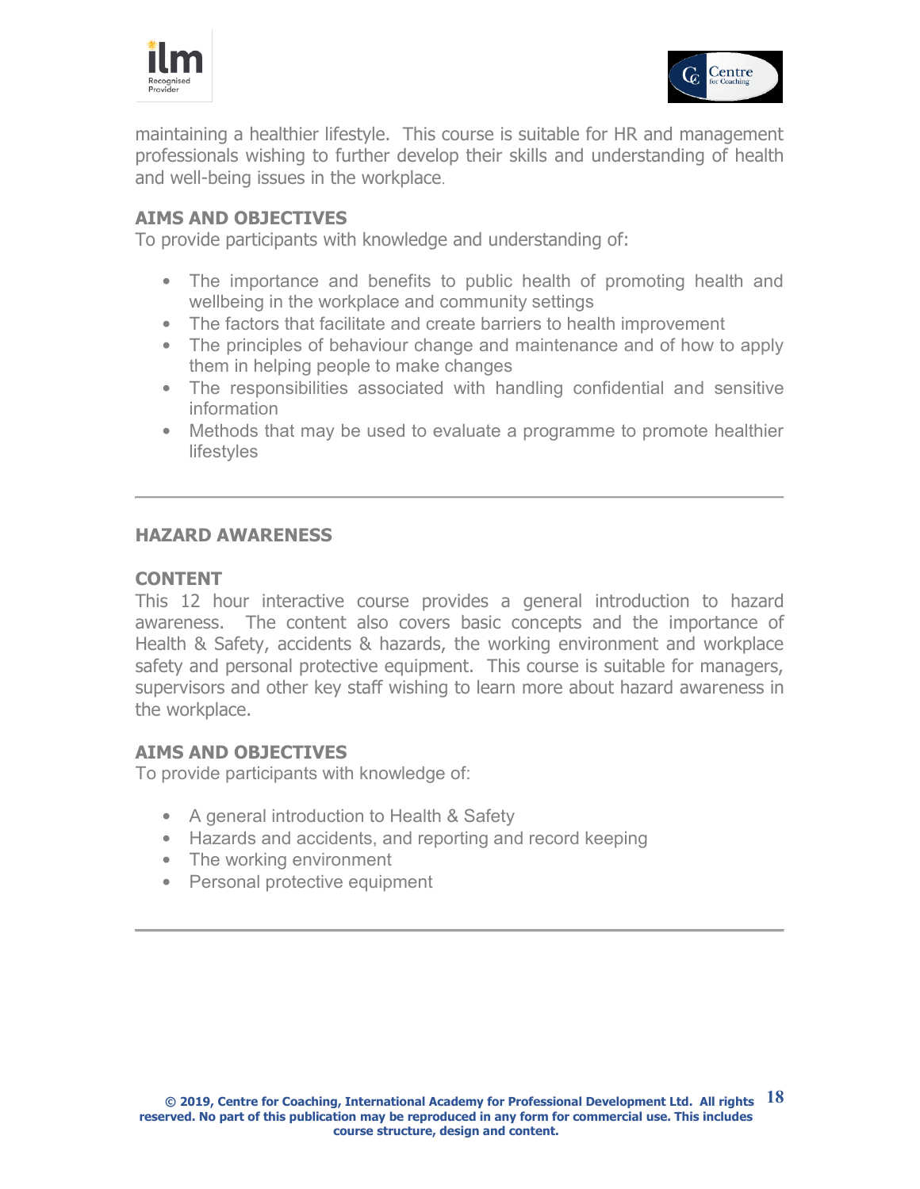maintaining a healthier lifestyle. This course is suitable for HR and management professionals wishing to further develop their skills and understanding of health and well-being issues in the workplace.

**AIMS AND OBJECTIVES**

To provide participants with knowledge and understanding of:

- The importance and benefits to public health of promoting health and wellbeing in the workplace and community settings
- The factors that facilitate and create barriers to health improvement
- The principles of behaviour change and maintenance and of how to apply them in helping people to make changes
- The responsibilities associated with handling confidential and sensitive information
- Methods that may be used to evaluate a programme to promote healthier lifestyles

---

## HAZARD AWARENESS

**CONTENT**

This 12 hour interactive course provides a general introduction to hazard awareness. The content also covers basic concepts and the importance of Health & Safety, accidents & hazards, the working environment and workplace safety and personal protective equipment. This course is suitable for managers, supervisors and other key staff wishing to learn more about hazard awareness in the workplace.

**AIMS AND OBJECTIVES**

To provide participants with knowledge of:

- A general introduction to Health & Safety
- Hazards and accidents, and reporting and record keeping
- The working environment
- Personal protective equipment

---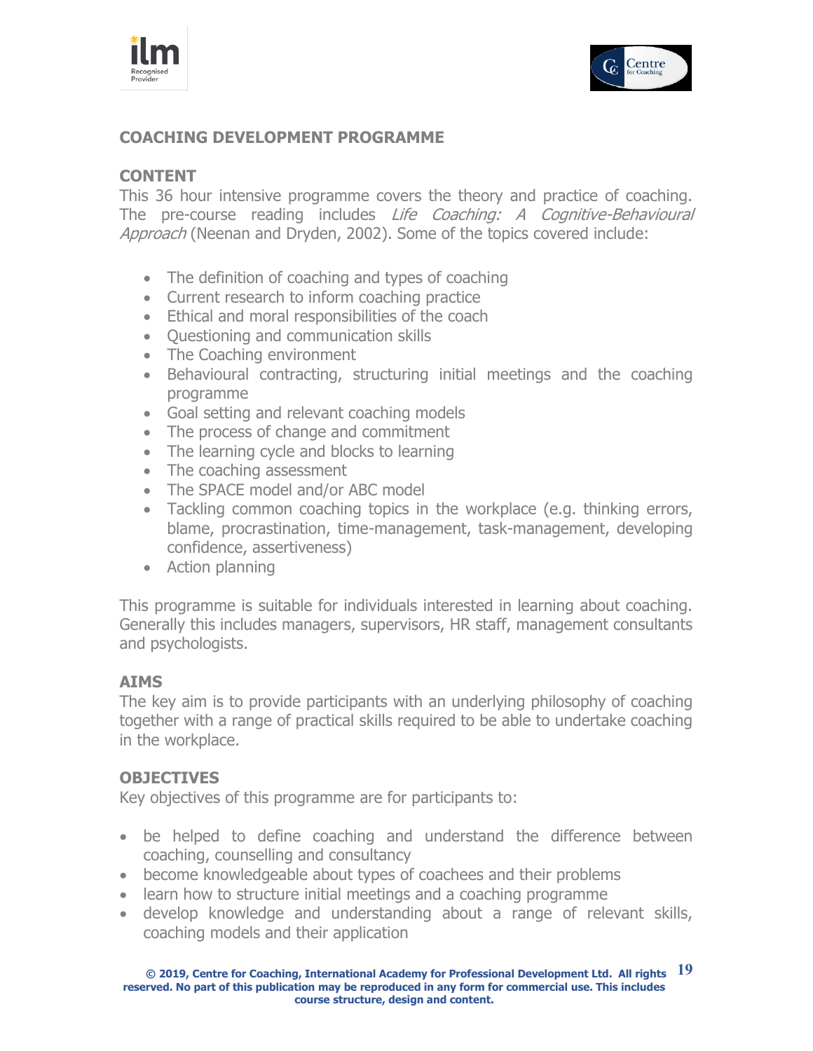## COACHING DEVELOPMENT PROGRAMME

### CONTENT

This 36 hour intensive programme covers the theory and practice of coaching. The pre-course reading includes *Life Coaching: A Cognitive-Behavioural Approach* (Neenan and Dryden, 2002). Some of the topics covered include:

- The definition of coaching and types of coaching
- Current research to inform coaching practice
- Ethical and moral responsibilities of the coach
- Questioning and communication skills
- The Coaching environment
- Behavioural contracting, structuring initial meetings and the coaching programme
- Goal setting and relevant coaching models
- The process of change and commitment
- The learning cycle and blocks to learning
- The coaching assessment
- The SPACE model and/or ABC model
- Tackling common coaching topics in the workplace (e.g. thinking errors, blame, procrastination, time-management, task-management, developing confidence, assertiveness)
- Action planning

This programme is suitable for individuals interested in learning about coaching. Generally this includes managers, supervisors, HR staff, management consultants and psychologists.

### AIMS

The key aim is to provide participants with an underlying philosophy of coaching together with a range of practical skills required to be able to undertake coaching in the workplace.

### OBJECTIVES

Key objectives of this programme are for participants to:

- be helped to define coaching and understand the difference between coaching, counselling and consultancy
- become knowledgeable about types of coachees and their problems
- learn how to structure initial meetings and a coaching programme
- develop knowledge and understanding about a range of relevant skills, coaching models and their application

**© 2019, Centre for Coaching, International Academy for Professional Development Ltd. All rights reserved. No part of this publication may be reproduced in any form for commercial use. This includes course structure, design and content.**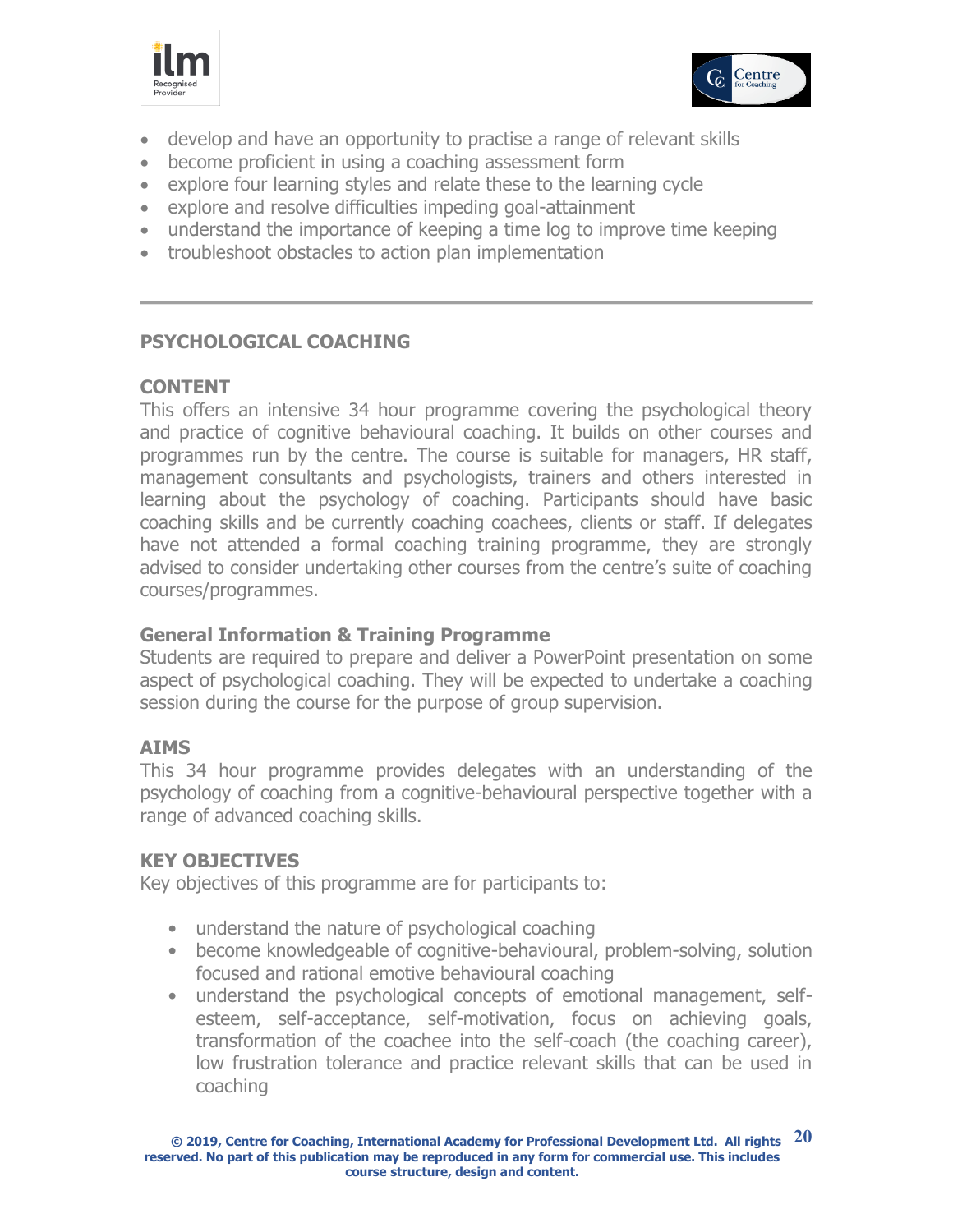- develop and have an opportunity to practise a range of relevant skills
- become proficient in using a coaching assessment form
- explore four learning styles and relate these to the learning cycle
- explore and resolve difficulties impeding goal-attainment
- understand the importance of keeping a time log to improve time keeping
- troubleshoot obstacles to action plan implementation

---

## PSYCHOLOGICAL COACHING

### CONTENT

This offers an intensive 34 hour programme covering the psychological theory and practice of cognitive behavioural coaching. It builds on other courses and programmes run by the centre. The course is suitable for managers, HR staff, management consultants and psychologists, trainers and others interested in learning about the psychology of coaching. Participants should have basic coaching skills and be currently coaching coachees, clients or staff. If delegates have not attended a formal coaching training programme, they are strongly advised to consider undertaking other courses from the centre's suite of coaching courses/programmes.

### General Information & Training Programme

Students are required to prepare and deliver a PowerPoint presentation on some aspect of psychological coaching. They will be expected to undertake a coaching session during the course for the purpose of group supervision.

### AIMS

This 34 hour programme provides delegates with an understanding of the psychology of coaching from a cognitive-behavioural perspective together with a range of advanced coaching skills.

### KEY OBJECTIVES

Key objectives of this programme are for participants to:

- understand the nature of psychological coaching
- become knowledgeable of cognitive-behavioural, problem-solving, solution focused and rational emotive behavioural coaching
- understand the psychological concepts of emotional management, self-esteem, self-acceptance, self-motivation, focus on achieving goals, transformation of the coachee into the self-coach (the coaching career), low frustration tolerance and practice relevant skills that can be used in coaching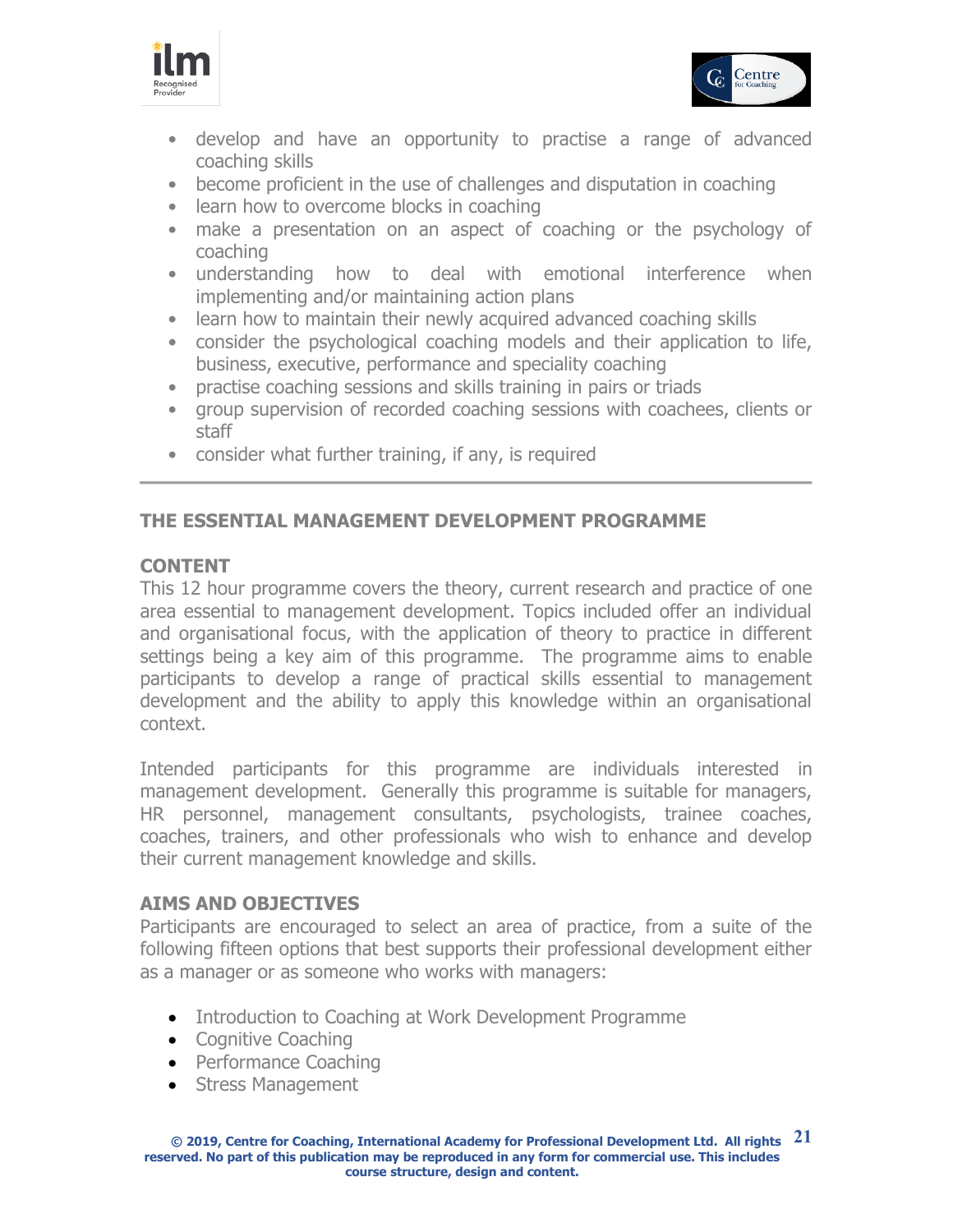- develop and have an opportunity to practise a range of advanced coaching skills
- become proficient in the use of challenges and disputation in coaching
- learn how to overcome blocks in coaching
- make a presentation on an aspect of coaching or the psychology of coaching
- understanding how to deal with emotional interference when implementing and/or maintaining action plans
- learn how to maintain their newly acquired advanced coaching skills
- consider the psychological coaching models and their application to life, business, executive, performance and speciality coaching
- practise coaching sessions and skills training in pairs or triads
- group supervision of recorded coaching sessions with coachees, clients or staff
- consider what further training, if any, is required

---

## THE ESSENTIAL MANAGEMENT DEVELOPMENT PROGRAMME

### CONTENT

This 12 hour programme covers the theory, current research and practice of one area essential to management development. Topics included offer an individual and organisational focus, with the application of theory to practice in different settings being a key aim of this programme. The programme aims to enable participants to develop a range of practical skills essential to management development and the ability to apply this knowledge within an organisational context.

Intended participants for this programme are individuals interested in management development. Generally this programme is suitable for managers, HR personnel, management consultants, psychologists, trainee coaches, coaches, trainers, and other professionals who wish to enhance and develop their current management knowledge and skills.

### AIMS AND OBJECTIVES

Participants are encouraged to select an area of practice, from a suite of the following fifteen options that best supports their professional development either as a manager or as someone who works with managers:

- Introduction to Coaching at Work Development Programme
- Cognitive Coaching
- Performance Coaching
- Stress Management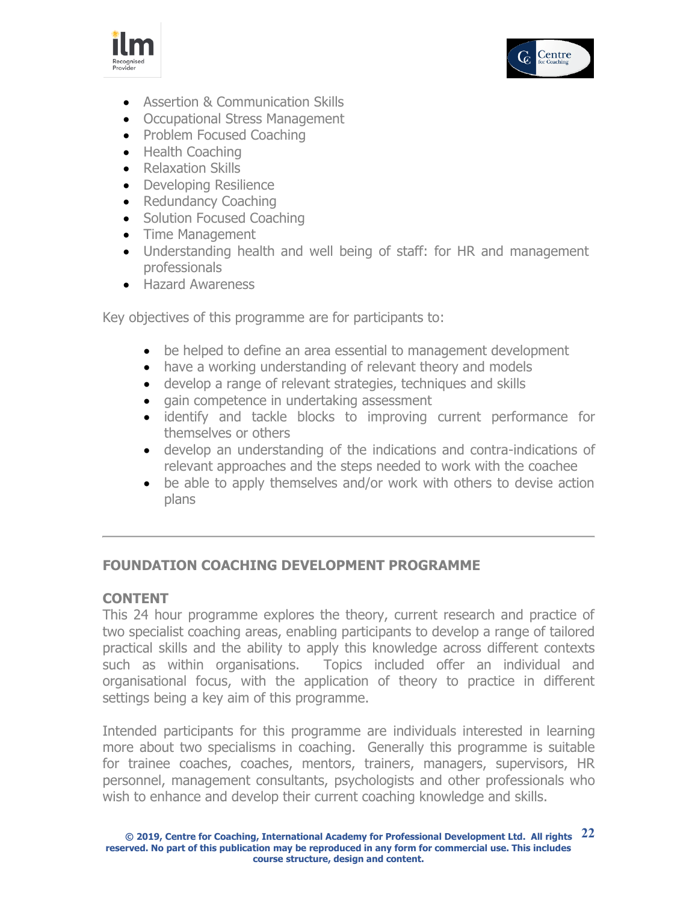- Assertion & Communication Skills
- Occupational Stress Management
- Problem Focused Coaching
- Health Coaching
- Relaxation Skills
- Developing Resilience
- Redundancy Coaching
- Solution Focused Coaching
- Time Management
- Understanding health and well being of staff: for HR and management professionals
- Hazard Awareness

Key objectives of this programme are for participants to:

- be helped to define an area essential to management development
- have a working understanding of relevant theory and models
- develop a range of relevant strategies, techniques and skills
- gain competence in undertaking assessment
- identify and tackle blocks to improving current performance for themselves or others
- develop an understanding of the indications and contra-indications of relevant approaches and the steps needed to work with the coachee
- be able to apply themselves and/or work with others to devise action plans

---

## FOUNDATION COACHING DEVELOPMENT PROGRAMME

**CONTENT**

This 24 hour programme explores the theory, current research and practice of two specialist coaching areas, enabling participants to develop a range of tailored practical skills and the ability to apply this knowledge across different contexts such as within organisations. Topics included offer an individual and organisational focus, with the application of theory to practice in different settings being a key aim of this programme.

Intended participants for this programme are individuals interested in learning more about two specialisms in coaching. Generally this programme is suitable for trainee coaches, coaches, mentors, trainers, managers, supervisors, HR personnel, management consultants, psychologists and other professionals who wish to enhance and develop their current coaching knowledge and skills.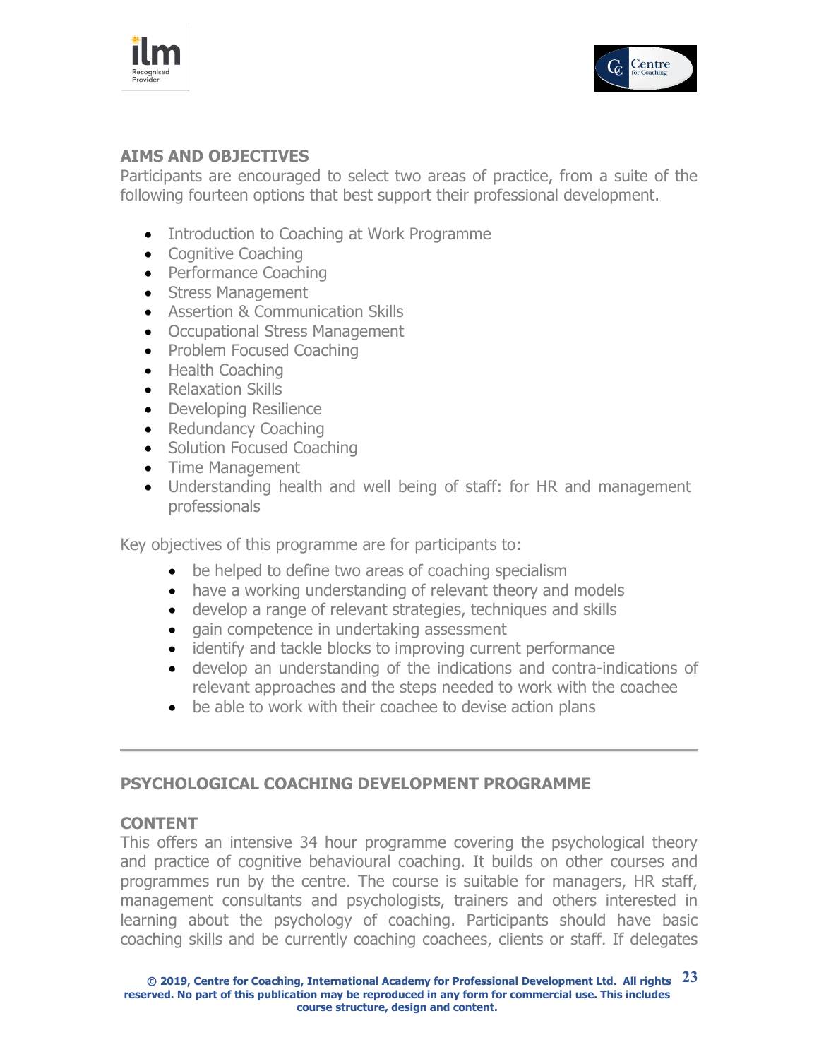## AIMS AND OBJECTIVES

Participants are encouraged to select two areas of practice, from a suite of the following fourteen options that best support their professional development.

- Introduction to Coaching at Work Programme
- Cognitive Coaching
- Performance Coaching
- Stress Management
- Assertion & Communication Skills
- Occupational Stress Management
- Problem Focused Coaching
- Health Coaching
- Relaxation Skills
- Developing Resilience
- Redundancy Coaching
- Solution Focused Coaching
- Time Management
- Understanding health and well being of staff: for HR and management professionals

Key objectives of this programme are for participants to:

- be helped to define two areas of coaching specialism
- have a working understanding of relevant theory and models
- develop a range of relevant strategies, techniques and skills
- gain competence in undertaking assessment
- identify and tackle blocks to improving current performance
- develop an understanding of the indications and contra-indications of relevant approaches and the steps needed to work with the coachee
- be able to work with their coachee to devise action plans

---

## PSYCHOLOGICAL COACHING DEVELOPMENT PROGRAMME

### CONTENT

This offers an intensive 34 hour programme covering the psychological theory and practice of cognitive behavioural coaching. It builds on other courses and programmes run by the centre. The course is suitable for managers, HR staff, management consultants and psychologists, trainers and others interested in learning about the psychology of coaching. Participants should have basic coaching skills and be currently coaching coachees, clients or staff. If delegates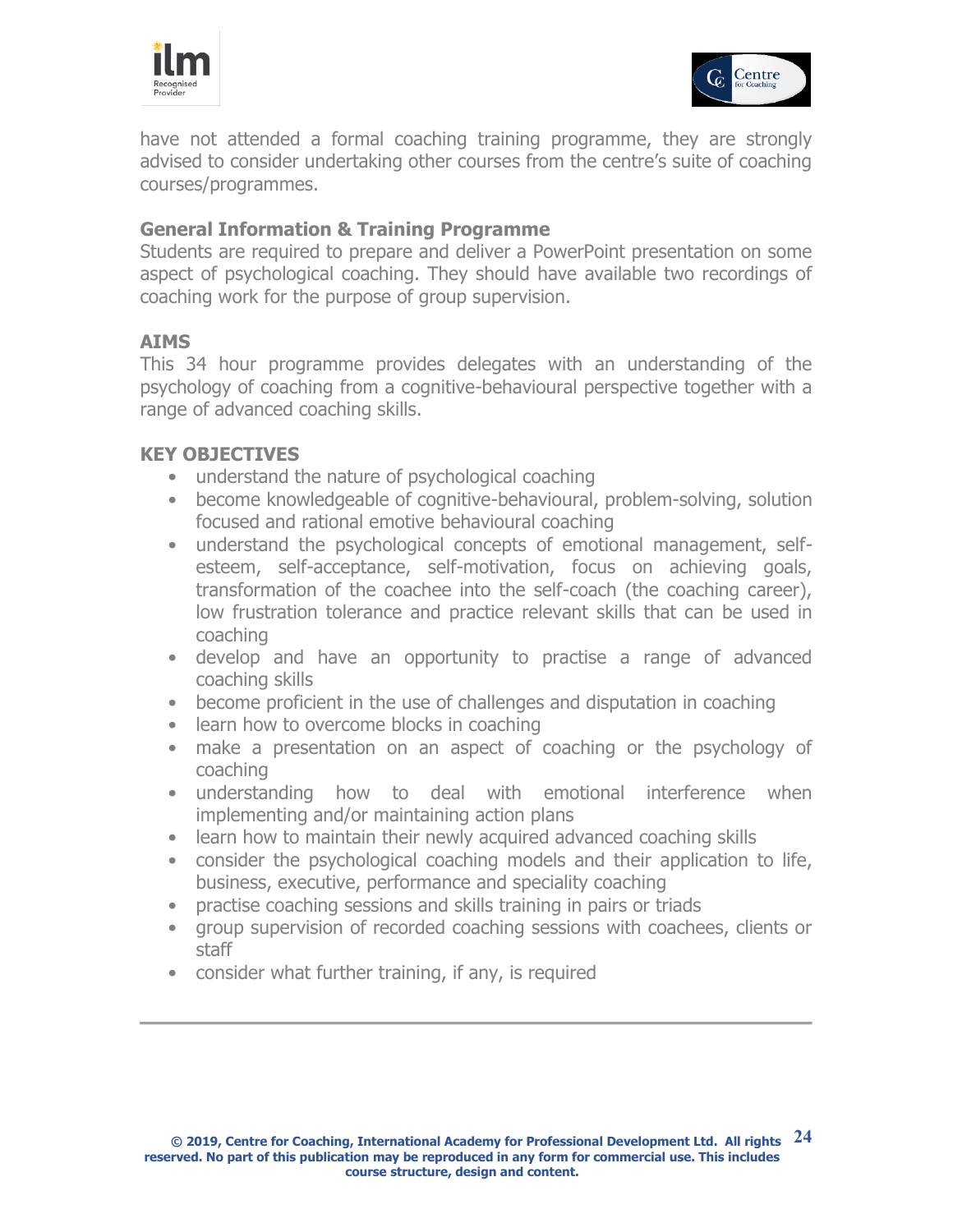have not attended a formal coaching training programme, they are strongly advised to consider undertaking other courses from the centre's suite of coaching courses/programmes.

### General Information & Training Programme

Students are required to prepare and deliver a PowerPoint presentation on some aspect of psychological coaching. They should have available two recordings of coaching work for the purpose of group supervision.

### AIMS

This 34 hour programme provides delegates with an understanding of the psychology of coaching from a cognitive-behavioural perspective together with a range of advanced coaching skills.

### KEY OBJECTIVES

- understand the nature of psychological coaching
- become knowledgeable of cognitive-behavioural, problem-solving, solution focused and rational emotive behavioural coaching
- understand the psychological concepts of emotional management, self-esteem, self-acceptance, self-motivation, focus on achieving goals, transformation of the coachee into the self-coach (the coaching career), low frustration tolerance and practice relevant skills that can be used in coaching
- develop and have an opportunity to practise a range of advanced coaching skills
- become proficient in the use of challenges and disputation in coaching
- learn how to overcome blocks in coaching
- make a presentation on an aspect of coaching or the psychology of coaching
- understanding how to deal with emotional interference when implementing and/or maintaining action plans
- learn how to maintain their newly acquired advanced coaching skills
- consider the psychological coaching models and their application to life, business, executive, performance and speciality coaching
- practise coaching sessions and skills training in pairs or triads
- group supervision of recorded coaching sessions with coachees, clients or staff
- consider what further training, if any, is required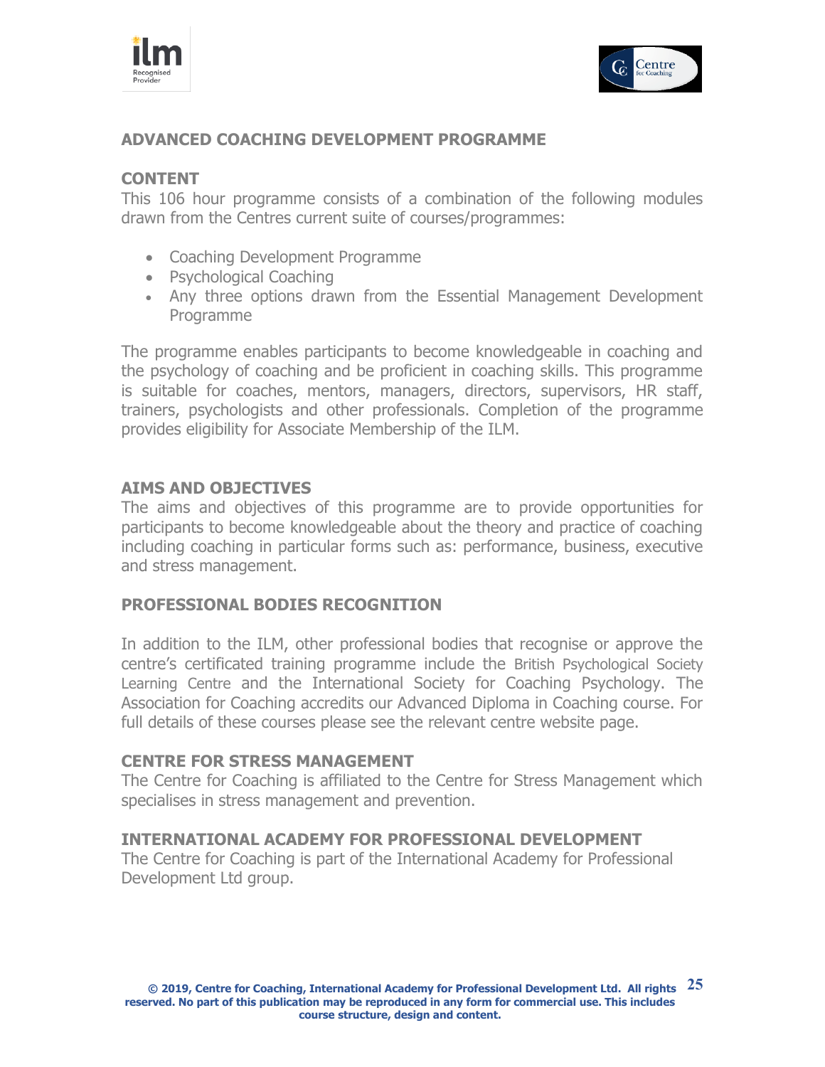## ADVANCED COACHING DEVELOPMENT PROGRAMME

### CONTENT

This 106 hour programme consists of a combination of the following modules drawn from the Centres current suite of courses/programmes:

- Coaching Development Programme
- Psychological Coaching
- Any three options drawn from the Essential Management Development Programme

The programme enables participants to become knowledgeable in coaching and the psychology of coaching and be proficient in coaching skills. This programme is suitable for coaches, mentors, managers, directors, supervisors, HR staff, trainers, psychologists and other professionals. Completion of the programme provides eligibility for Associate Membership of the ILM.

### AIMS AND OBJECTIVES

The aims and objectives of this programme are to provide opportunities for participants to become knowledgeable about the theory and practice of coaching including coaching in particular forms such as: performance, business, executive and stress management.

### PROFESSIONAL BODIES RECOGNITION

In addition to the ILM, other professional bodies that recognise or approve the centre's certificated training programme include the British Psychological Society Learning Centre and the International Society for Coaching Psychology. The Association for Coaching accredits our Advanced Diploma in Coaching course. For full details of these courses please see the relevant centre website page.

### CENTRE FOR STRESS MANAGEMENT

The Centre for Coaching is affiliated to the Centre for Stress Management which specialises in stress management and prevention.

### INTERNATIONAL ACADEMY FOR PROFESSIONAL DEVELOPMENT

The Centre for Coaching is part of the International Academy for Professional Development Ltd group.

**© 2019, Centre for Coaching, International Academy for Professional Development Ltd. All rights reserved. No part of this publication may be reproduced in any form for commercial use. This includes course structure, design and content.**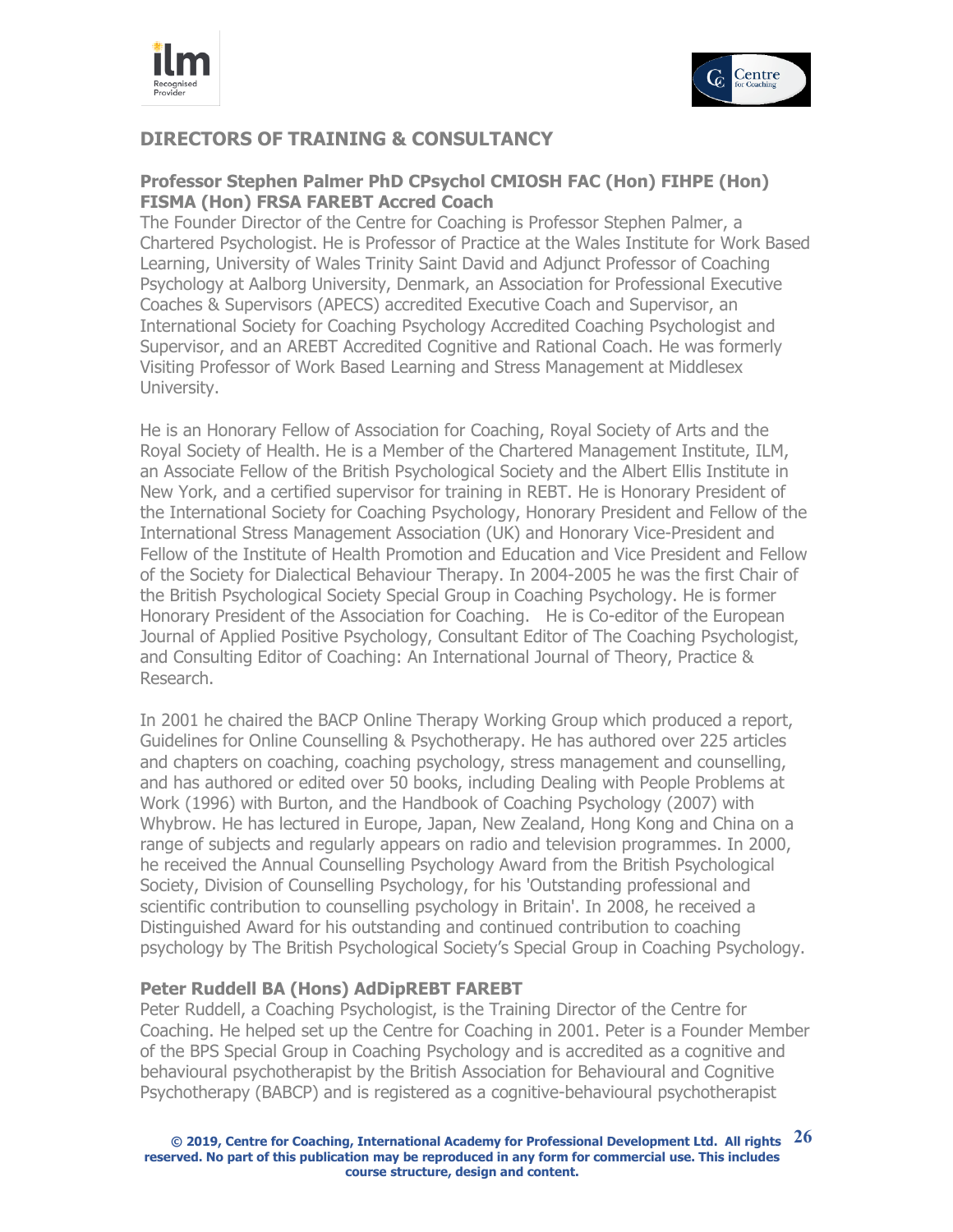## DIRECTORS OF TRAINING & CONSULTANCY

### Professor Stephen Palmer PhD CPsychol CMIOSH FAC (Hon) FIHPE (Hon) FISMA (Hon) FRSA FAREBT Accred Coach

The Founder Director of the Centre for Coaching is Professor Stephen Palmer, a Chartered Psychologist. He is Professor of Practice at the Wales Institute for Work Based Learning, University of Wales Trinity Saint David and Adjunct Professor of Coaching Psychology at Aalborg University, Denmark, an Association for Professional Executive Coaches & Supervisors (APECS) accredited Executive Coach and Supervisor, an International Society for Coaching Psychology Accredited Coaching Psychologist and Supervisor, and an AREBT Accredited Cognitive and Rational Coach. He was formerly Visiting Professor of Work Based Learning and Stress Management at Middlesex University.

He is an Honorary Fellow of Association for Coaching, Royal Society of Arts and the Royal Society of Health. He is a Member of the Chartered Management Institute, ILM, an Associate Fellow of the British Psychological Society and the Albert Ellis Institute in New York, and a certified supervisor for training in REBT. He is Honorary President of the International Society for Coaching Psychology, Honorary President and Fellow of the International Stress Management Association (UK) and Honorary Vice-President and Fellow of the Institute of Health Promotion and Education and Vice President and Fellow of the Society for Dialectical Behaviour Therapy. In 2004-2005 he was the first Chair of the British Psychological Society Special Group in Coaching Psychology. He is former Honorary President of the Association for Coaching. He is Co-editor of the European Journal of Applied Positive Psychology, Consultant Editor of The Coaching Psychologist, and Consulting Editor of Coaching: An International Journal of Theory, Practice & Research.

In 2001 he chaired the BACP Online Therapy Working Group which produced a report, Guidelines for Online Counselling & Psychotherapy. He has authored over 225 articles and chapters on coaching, coaching psychology, stress management and counselling, and has authored or edited over 50 books, including Dealing with People Problems at Work (1996) with Burton, and the Handbook of Coaching Psychology (2007) with Whybrow. He has lectured in Europe, Japan, New Zealand, Hong Kong and China on a range of subjects and regularly appears on radio and television programmes. In 2000, he received the Annual Counselling Psychology Award from the British Psychological Society, Division of Counselling Psychology, for his 'Outstanding professional and scientific contribution to counselling psychology in Britain'. In 2008, he received a Distinguished Award for his outstanding and continued contribution to coaching psychology by The British Psychological Society's Special Group in Coaching Psychology.

### Peter Ruddell BA (Hons) AdDipREBT FAREBT

Peter Ruddell, a Coaching Psychologist, is the Training Director of the Centre for Coaching. He helped set up the Centre for Coaching in 2001. Peter is a Founder Member of the BPS Special Group in Coaching Psychology and is accredited as a cognitive and behavioural psychotherapist by the British Association for Behavioural and Cognitive Psychotherapy (BABCP) and is registered as a cognitive-behavioural psychotherapist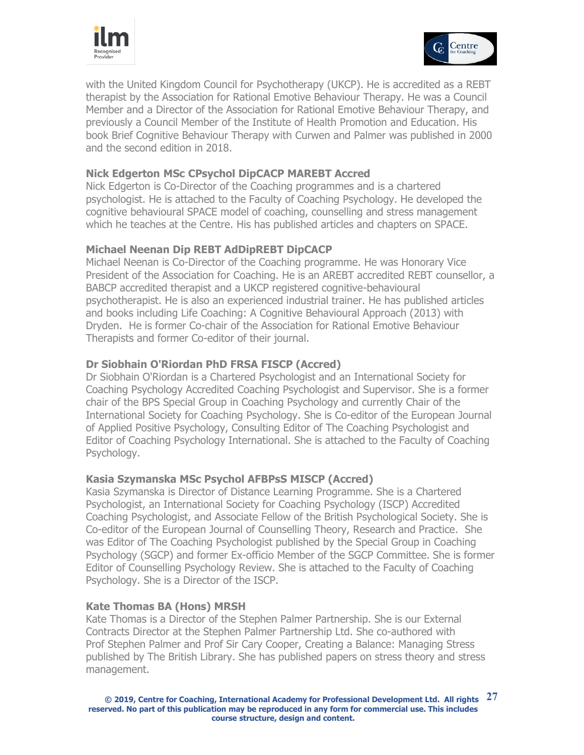with the United Kingdom Council for Psychotherapy (UKCP). He is accredited as a REBT therapist by the Association for Rational Emotive Behaviour Therapy. He was a Council Member and a Director of the Association for Rational Emotive Behaviour Therapy, and previously a Council Member of the Institute of Health Promotion and Education. His book Brief Cognitive Behaviour Therapy with Curwen and Palmer was published in 2000 and the second edition in 2018.

**Nick Edgerton MSc CPsychol DipCACP MAREBT Accred**

Nick Edgerton is Co-Director of the Coaching programmes and is a chartered psychologist. He is attached to the Faculty of Coaching Psychology. He developed the cognitive behavioural SPACE model of coaching, counselling and stress management which he teaches at the Centre. His has published articles and chapters on SPACE.

**Michael Neenan Dip REBT AdDipREBT DipCACP**

Michael Neenan is Co-Director of the Coaching programme. He was Honorary Vice President of the Association for Coaching. He is an AREBT accredited REBT counsellor, a BABCP accredited therapist and a UKCP registered cognitive-behavioural psychotherapist. He is also an experienced industrial trainer. He has published articles and books including Life Coaching: A Cognitive Behavioural Approach (2013) with Dryden. He is former Co-chair of the Association for Rational Emotive Behaviour Therapists and former Co-editor of their journal.

**Dr Siobhain O'Riordan PhD FRSA FISCP (Accred)**

Dr Siobhain O'Riordan is a Chartered Psychologist and an International Society for Coaching Psychology Accredited Coaching Psychologist and Supervisor. She is a former chair of the BPS Special Group in Coaching Psychology and currently Chair of the International Society for Coaching Psychology. She is Co-editor of the European Journal of Applied Positive Psychology, Consulting Editor of The Coaching Psychologist and Editor of Coaching Psychology International. She is attached to the Faculty of Coaching Psychology.

**Kasia Szymanska MSc Psychol AFBPsS MISCP (Accred)**

Kasia Szymanska is Director of Distance Learning Programme. She is a Chartered Psychologist, an International Society for Coaching Psychology (ISCP) Accredited Coaching Psychologist, and Associate Fellow of the British Psychological Society. She is Co-editor of the European Journal of Counselling Theory, Research and Practice. She was Editor of The Coaching Psychologist published by the Special Group in Coaching Psychology (SGCP) and former Ex-officio Member of the SGCP Committee. She is former Editor of Counselling Psychology Review. She is attached to the Faculty of Coaching Psychology. She is a Director of the ISCP.

**Kate Thomas BA (Hons) MRSH**

Kate Thomas is a Director of the Stephen Palmer Partnership. She is our External Contracts Director at the Stephen Palmer Partnership Ltd. She co-authored with Prof Stephen Palmer and Prof Sir Cary Cooper, Creating a Balance: Managing Stress published by The British Library. She has published papers on stress theory and stress management.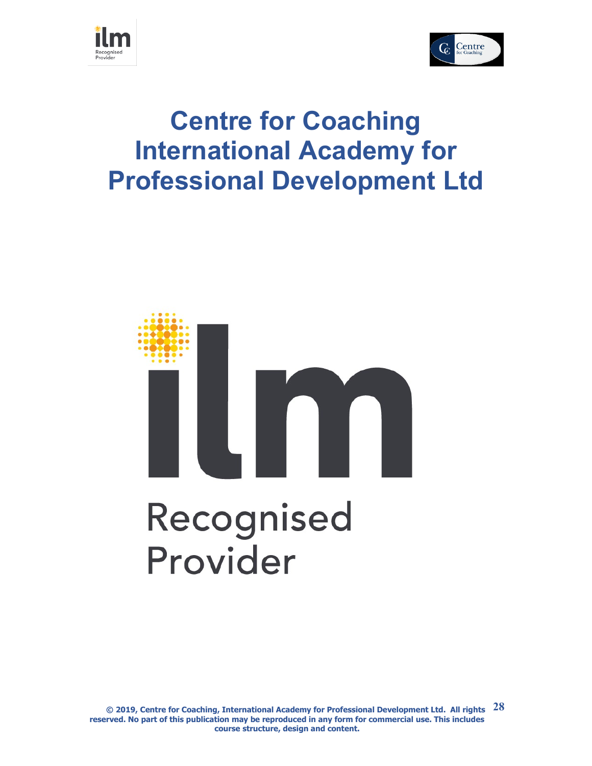# Centre for Coaching International Academy for Professional Development Ltd

ilm

Recognised Provider

© 2019, Centre for Coaching, International Academy for Professional Development Ltd. All rights reserved. No part of this publication may be reproduced in any form for commercial use. This includes course structure, design and content.